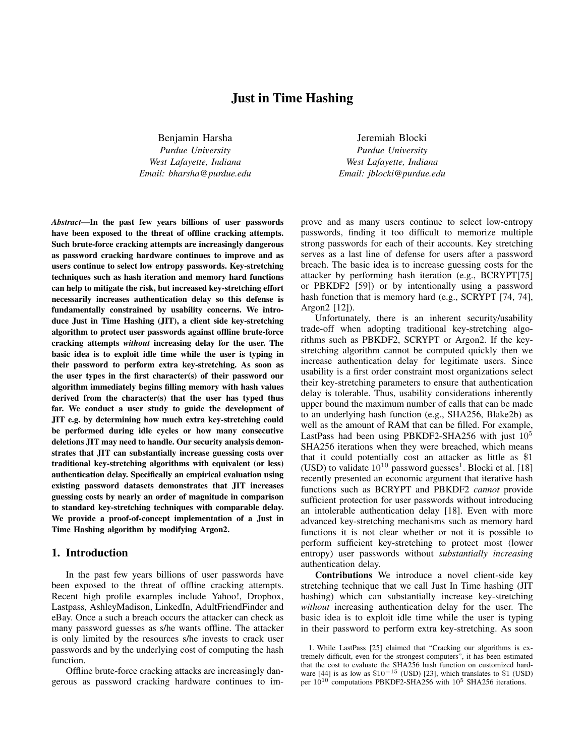# Just in Time Hashing

Benjamin Harsha
*Purdue University*
*West Lafayette, Indiana*
*Email: bharsha@purdue.edu*

Jeremiah Blocki
*Purdue University*
*West Lafayette, Indiana*
*Email: jblocki@purdue.edu*

***Abstract*—In the past few years billions of user passwords have been exposed to the threat of offline cracking attempts. Such brute-force cracking attempts are increasingly dangerous as password cracking hardware continues to improve and as users continue to select low entropy passwords. Key-stretching techniques such as hash iteration and memory hard functions can help to mitigate the risk, but increased key-stretching effort necessarily increases authentication delay so this defense is fundamentally constrained by usability concerns. We introduce Just in Time Hashing (JIT), a client side key-stretching algorithm to protect user passwords against offline brute-force cracking attempts *without* increasing delay for the user. The basic idea is to exploit idle time while the user is typing in their password to perform extra key-stretching. As soon as the user types in the first character(s) of their password our algorithm immediately begins filling memory with hash values derived from the character(s) that the user has typed thus far. We conduct a user study to guide the development of JIT e.g. by determining how much extra key-stretching could be performed during idle cycles or how many consecutive deletions JIT may need to handle. Our security analysis demonstrates that JIT can substantially increase guessing costs over traditional key-stretching algorithms with equivalent (or less) authentication delay. Specifically an empirical evaluation using existing password datasets demonstrates that JIT increases guessing costs by nearly an order of magnitude in comparison to standard key-stretching techniques with comparable delay. We provide a proof-of-concept implementation of a Just in Time Hashing algorithm by modifying Argon2.**

## 1. Introduction

In the past few years billions of user passwords have been exposed to the threat of offline cracking attempts. Recent high profile examples include Yahoo!, Dropbox, Lastpass, AshleyMadison, LinkedIn, AdultFriendFinder and eBay. Once a such a breach occurs the attacker can check as many password guesses as s/he wants offline. The attacker is only limited by the resources s/he invests to crack user passwords and by the underlying cost of computing the hash function.

Offline brute-force cracking attacks are increasingly dangerous as password cracking hardware continues to improve and as many users continue to select low-entropy passwords, finding it too difficult to memorize multiple strong passwords for each of their accounts. Key stretching serves as a last line of defense for users after a password breach. The basic idea is to increase guessing costs for the attacker by performing hash iteration (e.g., BCRYPT[75] or PBKDF2 [59]) or by intentionally using a password hash function that is memory hard (e.g., SCRYPT [74, 74], Argon2 [12]).

Unfortunately, there is an inherent security/usability trade-off when adopting traditional key-stretching algorithms such as PBKDF2, SCRYPT or Argon2. If the key-stretching algorithm cannot be computed quickly then we increase authentication delay for legitimate users. Since usability is a first order constraint most organizations select their key-stretching parameters to ensure that authentication delay is tolerable. Thus, usability considerations inherently upper bound the maximum number of calls that can be made to an underlying hash function (e.g., SHA256, Blake2b) as well as the amount of RAM that can be filled. For example, LastPass had been using PBKDF2-SHA256 with just $10^5$ SHA256 iterations when they were breached, which means that it could potentially cost an attacker as little as $1 (USD) to validate $10^{10}$ password guesses[1]. Blocki et al. [18] recently presented an economic argument that iterative hash functions such as BCRYPT and PBKDF2 *cannot* provide sufficient protection for user passwords without introducing an intolerable authentication delay [18]. Even with more advanced key-stretching mechanisms such as memory hard functions it is not clear whether or not it is possible to perform sufficient key-stretching to protect most (lower entropy) user passwords without *substantially increasing* authentication delay.

**Contributions** We introduce a novel client-side key stretching technique that we call Just In Time hashing (JIT hashing) which can substantially increase key-stretching *without* increasing authentication delay for the user. The basic idea is to exploit idle time while the user is typing in their password to perform extra key-stretching. As soon

1. While LastPass [25] claimed that "Cracking our algorithms is extremely difficult, even for the strongest computers", it has been estimated that the cost to evaluate the SHA256 hash function on customized hardware [44] is as low as $\$10^{-15}$ (USD) [23], which translates to $1 (USD) per $10^{10}$ computations PBKDF2-SHA256 with $10^5$ SHA256 iterations.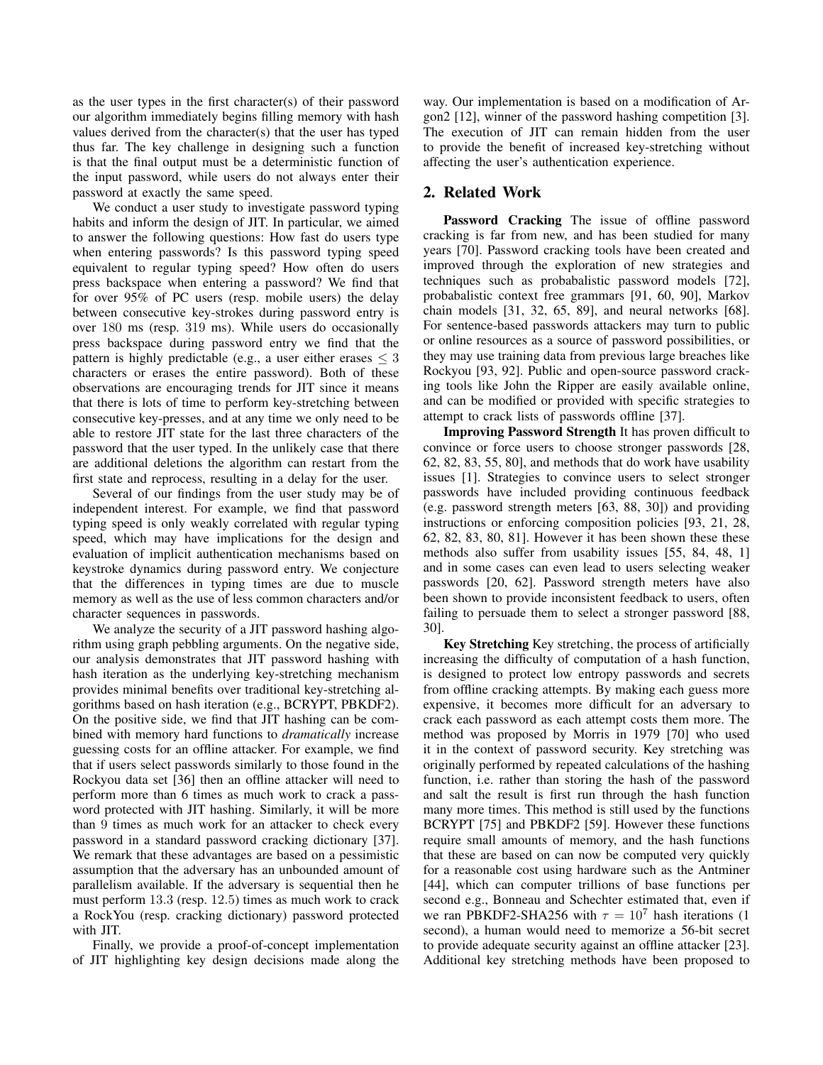as the user types in the first character(s) of their password our algorithm immediately begins filling memory with hash values derived from the character(s) that the user has typed thus far. The key challenge in designing such a function is that the final output must be a deterministic function of the input password, while users do not always enter their password at exactly the same speed.

We conduct a user study to investigate password typing habits and inform the design of JIT. In particular, we aimed to answer the following questions: How fast do users type when entering passwords? Is this password typing speed equivalent to regular typing speed? How often do users press backspace when entering a password? We find that for over 95% of PC users (resp. mobile users) the delay between consecutive key-strokes during password entry is over 180 ms (resp. 319 ms). While users do occasionally press backspace during password entry we find that the pattern is highly predictable (e.g., a user either erases $\leq 3$ characters or erases the entire password). Both of these observations are encouraging trends for JIT since it means that there is lots of time to perform key-stretching between consecutive key-presses, and at any time we only need to be able to restore JIT state for the last three characters of the password that the user typed. In the unlikely case that there are additional deletions the algorithm can restart from the first state and reprocess, resulting in a delay for the user.

Several of our findings from the user study may be of independent interest. For example, we find that password typing speed is only weakly correlated with regular typing speed, which may have implications for the design and evaluation of implicit authentication mechanisms based on keystroke dynamics during password entry. We conjecture that the differences in typing times are due to muscle memory as well as the use of less common characters and/or character sequences in passwords.

We analyze the security of a JIT password hashing algorithm using graph pebbling arguments. On the negative side, our analysis demonstrates that JIT password hashing with hash iteration as the underlying key-stretching mechanism provides minimal benefits over traditional key-stretching algorithms based on hash iteration (e.g., BCRYPT, PBKDF2). On the positive side, we find that JIT hashing can be combined with memory hard functions to *dramatically* increase guessing costs for an offline attacker. For example, we find that if users select passwords similarly to those found in the Rockyou data set [36] then an offline attacker will need to perform more than 6 times as much work to crack a password protected with JIT hashing. Similarly, it will be more than 9 times as much work for an attacker to check every password in a standard password cracking dictionary [37]. We remark that these advantages are based on a pessimistic assumption that the adversary has an unbounded amount of parallelism available. If the adversary is sequential then he must perform 13.3 (resp. 12.5) times as much work to crack a RockYou (resp. cracking dictionary) password protected with JIT.

Finally, we provide a proof-of-concept implementation of JIT highlighting key design decisions made along the way. Our implementation is based on a modification of Argon2 [12], winner of the password hashing competition [3]. The execution of JIT can remain hidden from the user to provide the benefit of increased key-stretching without affecting the user's authentication experience.

## 2. Related Work

**Password Cracking** The issue of offline password cracking is far from new, and has been studied for many years [70]. Password cracking tools have been created and improved through the exploration of new strategies and techniques such as probabalistic password models [72], probabalistic context free grammars [91, 60, 90], Markov chain models [31, 32, 65, 89], and neural networks [68]. For sentence-based passwords attackers may turn to public or online resources as a source of password possibilities, or they may use training data from previous large breaches like Rockyou [93, 92]. Public and open-source password cracking tools like John the Ripper are easily available online, and can be modified or provided with specific strategies to attempt to crack lists of passwords offline [37].

**Improving Password Strength** It has proven difficult to convince or force users to choose stronger passwords [28, 62, 82, 83, 55, 80], and methods that do work have usability issues [1]. Strategies to convince users to select stronger passwords have included providing continuous feedback (e.g. password strength meters [63, 88, 30]) and providing instructions or enforcing composition policies [93, 21, 28, 62, 82, 83, 80, 81]. However it has been shown these these methods also suffer from usability issues [55, 84, 48, 1] and in some cases can even lead to users selecting weaker passwords [20, 62]. Password strength meters have also been shown to provide inconsistent feedback to users, often failing to persuade them to select a stronger password [88, 30].

**Key Stretching** Key stretching, the process of artificially increasing the difficulty of computation of a hash function, is designed to protect low entropy passwords and secrets from offline cracking attempts. By making each guess more expensive, it becomes more difficult for an adversary to crack each password as each attempt costs them more. The method was proposed by Morris in 1979 [70] who used it in the context of password security. Key stretching was originally performed by repeated calculations of the hashing function, i.e. rather than storing the hash of the password and salt the result is first run through the hash function many more times. This method is still used by the functions BCRYPT [75] and PBKDF2 [59]. However these functions require small amounts of memory, and the hash functions that these are based on can now be computed very quickly for a reasonable cost using hardware such as the Antminer [44], which can computer trillions of base functions per second e.g., Bonneau and Schechter estimated that, even if we ran PBKDF2-SHA256 with $\tau = 10^7$ hash iterations (1 second), a human would need to memorize a 56-bit secret to provide adequate security against an offline attacker [23]. Additional key stretching methods have been proposed to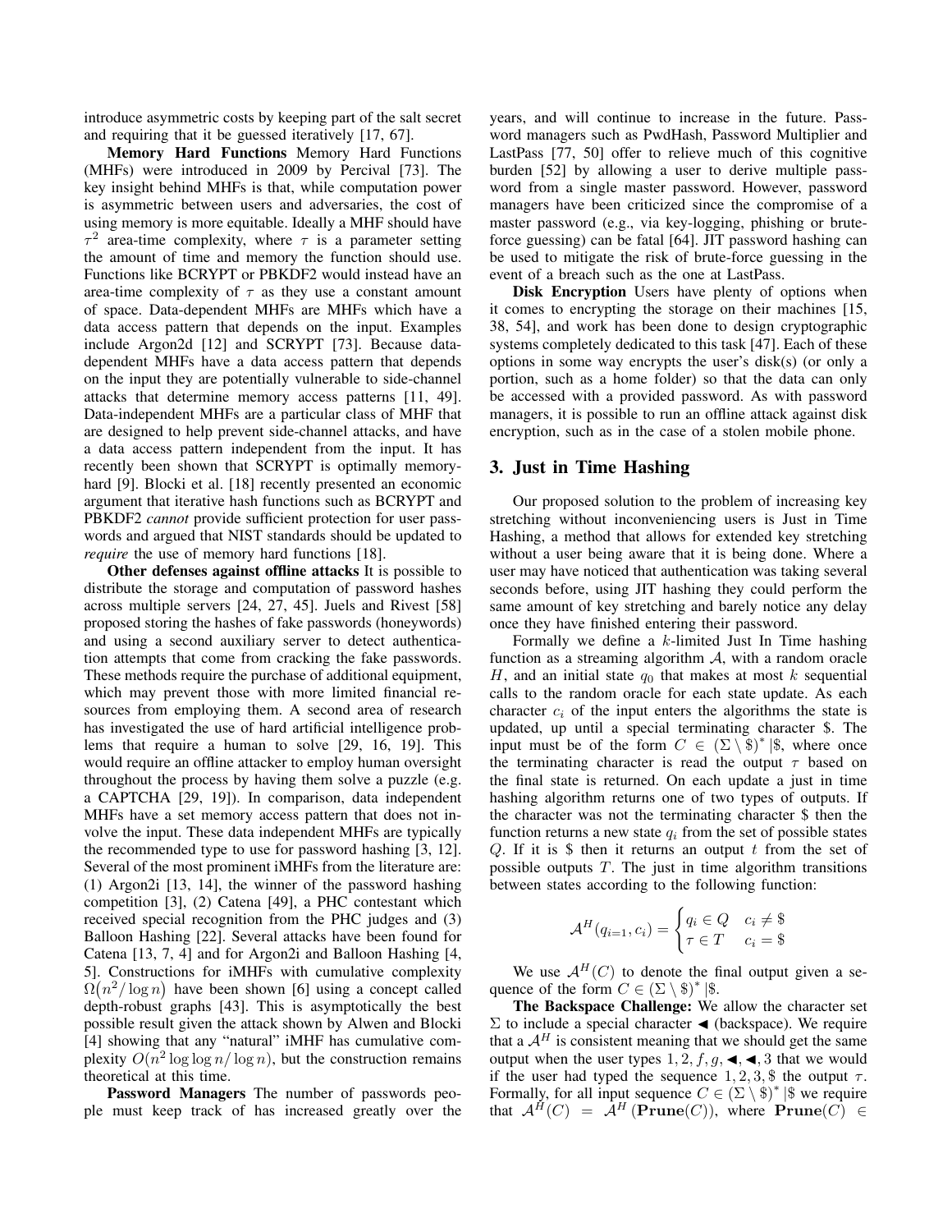introduce asymmetric costs by keeping part of the salt secret and requiring that it be guessed iteratively [17, 67].

**Memory Hard Functions** Memory Hard Functions (MHFs) were introduced in 2009 by Percival [73]. The key insight behind MHFs is that, while computation power is asymmetric between users and adversaries, the cost of using memory is more equitable. Ideally a MHF should have $\tau^2$ area-time complexity, where $\tau$ is a parameter setting the amount of time and memory the function should use. Functions like BCRYPT or PBKDF2 would instead have an area-time complexity of $\tau$ as they use a constant amount of space. Data-dependent MHFs are MHFs which have a data access pattern that depends on the input. Examples include Argon2d [12] and SCRYPT [73]. Because data-dependent MHFs have a data access pattern that depends on the input they are potentially vulnerable to side-channel attacks that determine memory access patterns [11, 49]. Data-independent MHFs are a particular class of MHF that are designed to help prevent side-channel attacks, and have a data access pattern independent from the input. It has recently been shown that SCRYPT is optimally memory-hard [9]. Blocki et al. [18] recently presented an economic argument that iterative hash functions such as BCRYPT and PBKDF2 *cannot* provide sufficient protection for user passwords and argued that NIST standards should be updated to *require* the use of memory hard functions [18].

**Other defenses against offline attacks** It is possible to distribute the storage and computation of password hashes across multiple servers [24, 27, 45]. Juels and Rivest [58] proposed storing the hashes of fake passwords (honeywords) and using a second auxiliary server to detect authentication attempts that come from cracking the fake passwords. These methods require the purchase of additional equipment, which may prevent those with more limited financial resources from employing them. A second area of research has investigated the use of hard artificial intelligence problems that require a human to solve [29, 16, 19]. This would require an offline attacker to employ human oversight throughout the process by having them solve a puzzle (e.g. a CAPTCHA [29, 19]). In comparison, data independent MHFs have a set memory access pattern that does not involve the input. These data independent MHFs are typically the recommended type to use for password hashing [3, 12]. Several of the most prominent iMHFs from the literature are: (1) Argon2i [13, 14], the winner of the password hashing competition [3], (2) Catena [49], a PHC contestant which received special recognition from the PHC judges and (3) Balloon Hashing [22]. Several attacks have been found for Catena [13, 7, 4] and for Argon2i and Balloon Hashing [4, 5]. Constructions for iMHFs with cumulative complexity $\Omega(n^2/\log n)$ have been shown [6] using a concept called depth-robust graphs [43]. This is asymptotically the best possible result given the attack shown by Alwen and Blocki [4] showing that any "natural" iMHF has cumulative complexity $O(n^2 \log\log n/\log n)$, but the construction remains theoretical at this time.

**Password Managers** The number of passwords people must keep track of has increased greatly over the years, and will continue to increase in the future. Password managers such as PwdHash, Password Multiplier and LastPass [77, 50] offer to relieve much of this cognitive burden [52] by allowing a user to derive multiple password from a single master password. However, password managers have been criticized since the compromise of a master password (e.g., via key-logging, phishing or brute-force guessing) can be fatal [64]. JIT password hashing can be used to mitigate the risk of brute-force guessing in the event of a breach such as the one at LastPass.

**Disk Encryption** Users have plenty of options when it comes to encrypting the storage on their machines [15, 38, 54], and work has been done to design cryptographic systems completely dedicated to this task [47]. Each of these options in some way encrypts the user's disk(s) (or only a portion, such as a home folder) so that the data can only be accessed with a provided password. As with password managers, it is possible to run an offline attack against disk encryption, such as in the case of a stolen mobile phone.

## 3. Just in Time Hashing

Our proposed solution to the problem of increasing key stretching without inconveniencing users is Just in Time Hashing, a method that allows for extended key stretching without a user being aware that it is being done. Where a user may have noticed that authentication was taking several seconds before, using JIT hashing they could perform the same amount of key stretching and barely notice any delay once they have finished entering their password.

Formally we define a $k$-limited Just In Time hashing function as a streaming algorithm $\mathcal{A}$, with a random oracle $H$, and an initial state $q_0$ that makes at most $k$ sequential calls to the random oracle for each state update. As each character $c_i$ of the input enters the algorithms the state is updated, up until a special terminating character \$. The input must be of the form $C \in (\Sigma \setminus \$)^* |\$$, where once the terminating character is read the output $\tau$ based on the final state is returned. On each update a just in time hashing algorithm returns one of two types of outputs. If the character was not the terminating character \$ then the function returns a new state $q_i$ from the set of possible states $Q$. If it is \$ then it returns an output $t$ from the set of possible outputs $T$. The just in time algorithm transitions between states according to the following function:

$$\mathcal{A}^H(q_{i=1}, c_i) = \begin{cases} q_i \in Q & c_i \neq \$ \\ \tau \in T & c_i = \$ \end{cases}$$

We use $\mathcal{A}^H(C)$ to denote the final output given a sequence of the form $C \in (\Sigma \setminus \$)^* |\$$.

**The Backspace Challenge:** We allow the character set $\Sigma$ to include a special character ◀ (backspace). We require that a $\mathcal{A}^H$ is consistent meaning that we should get the same output when the user types $1, 2, f, g, ◀, ◀, 3$ that we would if the user had typed the sequence $1, 2, 3, \$$ the output $\tau$. Formally, for all input sequence $C \in (\Sigma \setminus \$)^* |\$$ we require that $\mathcal{A}^H(C) = \mathcal{A}^H(\mathbf{Prune}(C))$, where $\mathbf{Prune}(C) \in$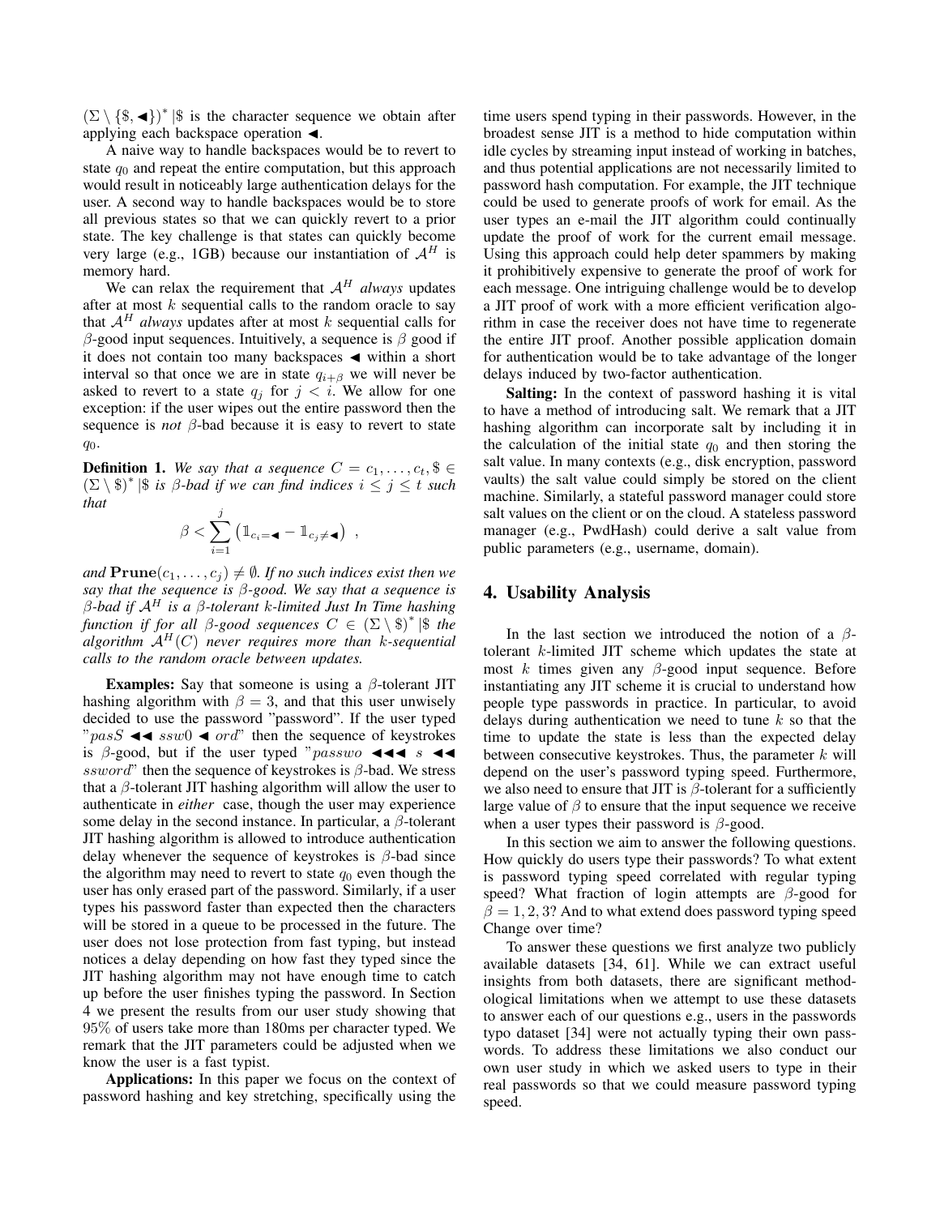$\left(\Sigma \setminus \{\$, \blacktriangleleft\}\right)^* |\$$ is the character sequence we obtain after applying each backspace operation $\blacktriangleleft$.

A naive way to handle backspaces would be to revert to state $q_0$ and repeat the entire computation, but this approach would result in noticeably large authentication delays for the user. A second way to handle backspaces would be to store all previous states so that we can quickly revert to a prior state. The key challenge is that states can quickly become very large (e.g., 1GB) because our instantiation of $\mathcal{A}^H$ is memory hard.

We can relax the requirement that $\mathcal{A}^H$ *always* updates after at most $k$ sequential calls to the random oracle to say that $\mathcal{A}^H$ *always* updates after at most $k$ sequential calls for $\beta$-good input sequences. Intuitively, a sequence is $\beta$ good if it does not contain too many backspaces $\blacktriangleleft$ within a short interval so that once we are in state $q_{i+\beta}$ we will never be asked to revert to a state $q_j$ for $j < i$. We allow for one exception: if the user wipes out the entire password then the sequence is *not* $\beta$-bad because it is easy to revert to state $q_0$.

**Definition 1.** *We say that a sequence $C = c_1, \ldots, c_t, \$ \in \left(\Sigma \setminus \$\right)^* |\$$ is $\beta$-bad if we can find indices $i \leq j \leq t$ such that*

$$\beta < \sum_{i=1}^{j} \left( \mathbb{1}_{c_i = \blacktriangleleft} - \mathbb{1}_{c_j \neq \blacktriangleleft} \right) ,$$

*and $\mathbf{Prune}(c_1, \ldots, c_j) \neq \emptyset$. If no such indices exist then we say that the sequence is $\beta$-good. We say that a sequence is $\beta$-bad if $\mathcal{A}^H$ is a $\beta$-tolerant $k$-limited Just In Time hashing function if for all $\beta$-good sequences $C \in \left(\Sigma \setminus \$\right)^* |\$$ the algorithm $\mathcal{A}^H(C)$ never requires more than $k$-sequential calls to the random oracle between updates.*

**Examples:** Say that someone is using a $\beta$-tolerant JIT hashing algorithm with $\beta = 3$, and that this user unwisely decided to use the password "password". If the user typed "$pasS$ $\blacktriangleleft\blacktriangleleft$ $ssw0$ $\blacktriangleleft$ $ord$" then the sequence of keystrokes is $\beta$-good, but if the user typed "$passwo$ $\blacktriangleleft\blacktriangleleft\blacktriangleleft$ $s$ $\blacktriangleleft\blacktriangleleft$ $ssword$" then the sequence of keystrokes is $\beta$-bad. We stress that a $\beta$-tolerant JIT hashing algorithm will allow the user to authenticate in *either* case, though the user may experience some delay in the second instance. In particular, a $\beta$-tolerant JIT hashing algorithm is allowed to introduce authentication delay whenever the sequence of keystrokes is $\beta$-bad since the algorithm may need to revert to state $q_0$ even though the user has only erased part of the password. Similarly, if a user types his password faster than expected then the characters will be stored in a queue to be processed in the future. The user does not lose protection from fast typing, but instead notices a delay depending on how fast they typed since the JIT hashing algorithm may not have enough time to catch up before the user finishes typing the password. In Section 4 we present the results from our user study showing that 95% of users take more than 180ms per character typed. We remark that the JIT parameters could be adjusted when we know the user is a fast typist.

**Applications:** In this paper we focus on the context of password hashing and key stretching, specifically using the time users spend typing in their passwords. However, in the broadest sense JIT is a method to hide computation within idle cycles by streaming input instead of working in batches, and thus potential applications are not necessarily limited to password hash computation. For example, the JIT technique could be used to generate proofs of work for email. As the user types an e-mail the JIT algorithm could continually update the proof of work for the current email message. Using this approach could help deter spammers by making it prohibitively expensive to generate the proof of work for each message. One intriguing challenge would be to develop a JIT proof of work with a more efficient verification algorithm in case the receiver does not have time to regenerate the entire JIT proof. Another possible application domain for authentication would be to take advantage of the longer delays induced by two-factor authentication.

**Salting:** In the context of password hashing it is vital to have a method of introducing salt. We remark that a JIT hashing algorithm can incorporate salt by including it in the calculation of the initial state $q_0$ and then storing the salt value. In many contexts (e.g., disk encryption, password vaults) the salt value could simply be stored on the client machine. Similarly, a stateful password manager could store salt values on the client or on the cloud. A stateless password manager (e.g., PwdHash) could derive a salt value from public parameters (e.g., username, domain).

## 4. Usability Analysis

In the last section we introduced the notion of a $\beta$-tolerant $k$-limited JIT scheme which updates the state at most $k$ times given any $\beta$-good input sequence. Before instantiating any JIT scheme it is crucial to understand how people type passwords in practice. In particular, to avoid delays during authentication we need to tune $k$ so that the time to update the state is less than the expected delay between consecutive keystrokes. Thus, the parameter $k$ will depend on the user's password typing speed. Furthermore, we also need to ensure that JIT is $\beta$-tolerant for a sufficiently large value of $\beta$ to ensure that the input sequence we receive when a user types their password is $\beta$-good.

In this section we aim to answer the following questions. How quickly do users type their passwords? To what extent is password typing speed correlated with regular typing speed? What fraction of login attempts are $\beta$-good for $\beta = 1, 2, 3$? And to what extend does password typing speed Change over time?

To answer these questions we first analyze two publicly available datasets [34, 61]. While we can extract useful insights from both datasets, there are significant methodological limitations when we attempt to use these datasets to answer each of our questions e.g., users in the passwords typo dataset [34] were not actually typing their own passwords. To address these limitations we also conduct our own user study in which we asked users to type in their real passwords so that we could measure password typing speed.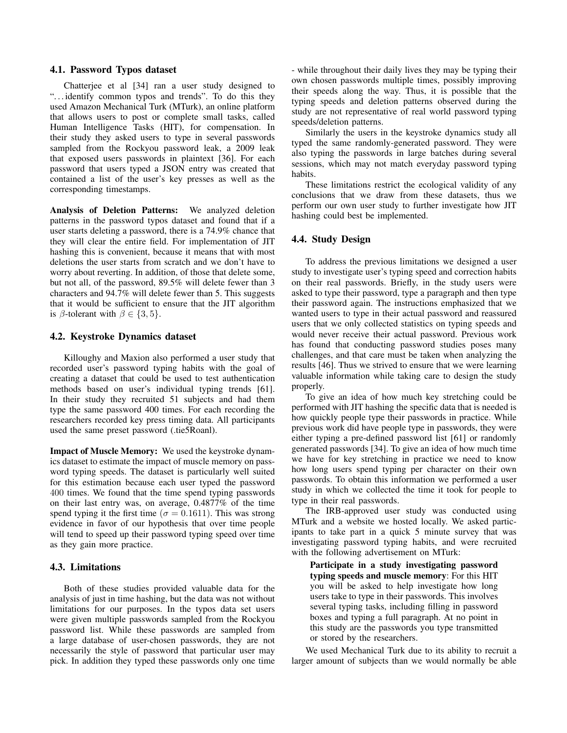### 4.1. Password Typos dataset

Chatterjee et al [34] ran a user study designed to "…identify common typos and trends". To do this they used Amazon Mechanical Turk (MTurk), an online platform that allows users to post or complete small tasks, called Human Intelligence Tasks (HIT), for compensation. In their study they asked users to type in several passwords sampled from the Rockyou password leak, a 2009 leak that exposed users passwords in plaintext [36]. For each password that users typed a JSON entry was created that contained a list of the user's key presses as well as the corresponding timestamps.

**Analysis of Deletion Patterns:** We analyzed deletion patterns in the password typos dataset and found that if a user starts deleting a password, there is a 74.9% chance that they will clear the entire field. For implementation of JIT hashing this is convenient, because it means that with most deletions the user starts from scratch and we don't have to worry about reverting. In addition, of those that delete some, but not all, of the password, 89.5% will delete fewer than 3 characters and 94.7% will delete fewer than 5. This suggests that it would be sufficient to ensure that the JIT algorithm is $\beta$-tolerant with $\beta \in \{3, 5\}$.

### 4.2. Keystroke Dynamics dataset

Killoughy and Maxion also performed a user study that recorded user's password typing habits with the goal of creating a dataset that could be used to test authentication methods based on user's individual typing trends [61]. In their study they recruited 51 subjects and had them type the same password 400 times. For each recording the researchers recorded key press timing data. All participants used the same preset password (.tie5Roanl).

**Impact of Muscle Memory:** We used the keystroke dynamics dataset to estimate the impact of muscle memory on password typing speeds. The dataset is particularly well suited for this estimation because each user typed the password 400 times. We found that the time spend typing passwords on their last entry was, on average, 0.4877% of the time spend typing it the first time ($\sigma = 0.1611$). This was strong evidence in favor of our hypothesis that over time people will tend to speed up their password typing speed over time as they gain more practice.

### 4.3. Limitations

Both of these studies provided valuable data for the analysis of just in time hashing, but the data was not without limitations for our purposes. In the typos data set users were given multiple passwords sampled from the Rockyou password list. While these passwords are sampled from a large database of user-chosen passwords, they are not necessarily the style of password that particular user may pick. In addition they typed these passwords only one time - while throughout their daily lives they may be typing their own chosen passwords multiple times, possibly improving their speeds along the way. Thus, it is possible that the typing speeds and deletion patterns observed during the study are not representative of real world password typing speeds/deletion patterns.

Similarly the users in the keystroke dynamics study all typed the same randomly-generated password. They were also typing the passwords in large batches during several sessions, which may not match everyday password typing habits.

These limitations restrict the ecological validity of any conclusions that we draw from these datasets, thus we perform our own user study to further investigate how JIT hashing could best be implemented.

### 4.4. Study Design

To address the previous limitations we designed a user study to investigate user's typing speed and correction habits on their real passwords. Briefly, in the study users were asked to type their password, type a paragraph and then type their password again. The instructions emphasized that we wanted users to type in their actual password and reassured users that we only collected statistics on typing speeds and would never receive their actual password. Previous work has found that conducting password studies poses many challenges, and that care must be taken when analyzing the results [46]. Thus we strived to ensure that we were learning valuable information while taking care to design the study properly.

To give an idea of how much key stretching could be performed with JIT hashing the specific data that is needed is how quickly people type their passwords in practice. While previous work did have people type in passwords, they were either typing a pre-defined password list [61] or randomly generated passwords [34]. To give an idea of how much time we have for key stretching in practice we need to know how long users spend typing per character on their own passwords. To obtain this information we performed a user study in which we collected the time it took for people to type in their real passwords.

The IRB-approved user study was conducted using MTurk and a website we hosted locally. We asked participants to take part in a quick 5 minute survey that was investigating password typing habits, and were recruited with the following advertisement on MTurk:

> **Participate in a study investigating password typing speeds and muscle memory**: For this HIT you will be asked to help investigate how long users take to type in their passwords. This involves several typing tasks, including filling in password boxes and typing a full paragraph. At no point in this study are the passwords you type transmitted or stored by the researchers.

We used Mechanical Turk due to its ability to recruit a larger amount of subjects than we would normally be able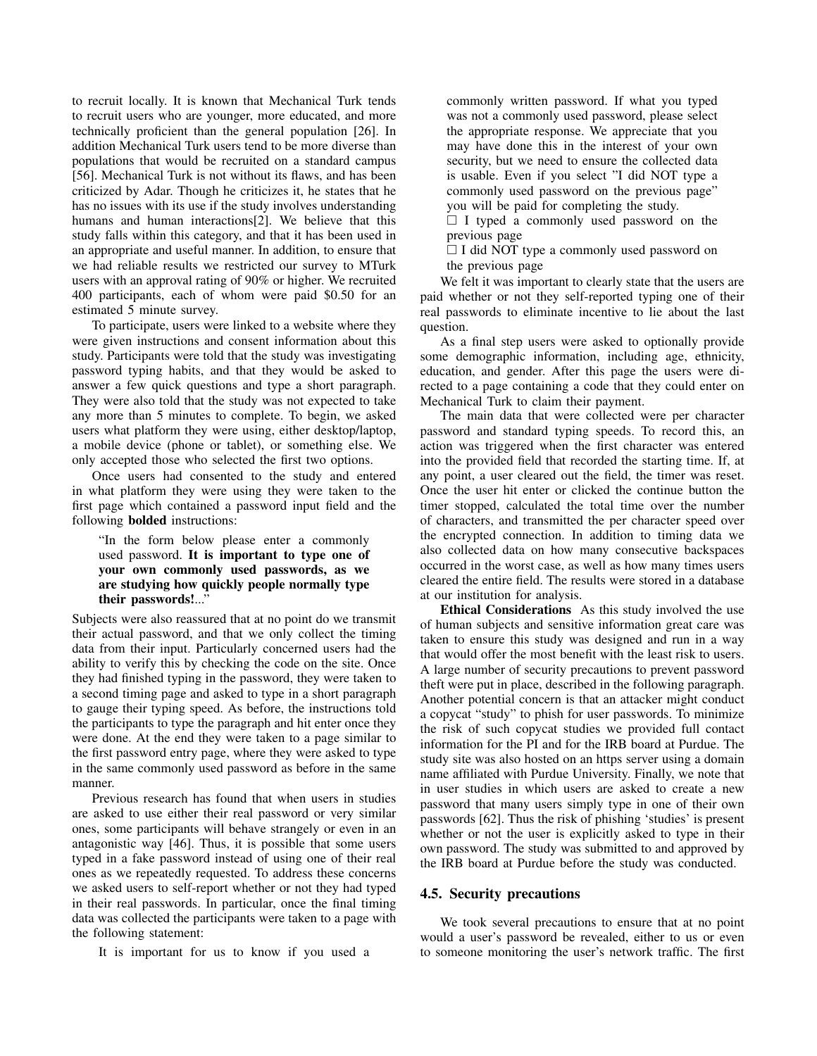to recruit locally. It is known that Mechanical Turk tends to recruit users who are younger, more educated, and more technically proficient than the general population [26]. In addition Mechanical Turk users tend to be more diverse than populations that would be recruited on a standard campus [56]. Mechanical Turk is not without its flaws, and has been criticized by Adar. Though he criticizes it, he states that he has no issues with its use if the study involves understanding humans and human interactions[2]. We believe that this study falls within this category, and that it has been used in an appropriate and useful manner. In addition, to ensure that we had reliable results we restricted our survey to MTurk users with an approval rating of 90% or higher. We recruited 400 participants, each of whom were paid $0.50 for an estimated 5 minute survey.

To participate, users were linked to a website where they were given instructions and consent information about this study. Participants were told that the study was investigating password typing habits, and that they would be asked to answer a few quick questions and type a short paragraph. They were also told that the study was not expected to take any more than 5 minutes to complete. To begin, we asked users what platform they were using, either desktop/laptop, a mobile device (phone or tablet), or something else. We only accepted those who selected the first two options.

Once users had consented to the study and entered in what platform they were using they were taken to the first page which contained a password input field and the following **bolded** instructions:

> "In the form below please enter a commonly used password. **It is important to type one of your own commonly used passwords, as we are studying how quickly people normally type their passwords!**..."

Subjects were also reassured that at no point do we transmit their actual password, and that we only collect the timing data from their input. Particularly concerned users had the ability to verify this by checking the code on the site. Once they had finished typing in the password, they were taken to a second timing page and asked to type in a short paragraph to gauge their typing speed. As before, the instructions told the participants to type the paragraph and hit enter once they were done. At the end they were taken to a page similar to the first password entry page, where they were asked to type in the same commonly used password as before in the same manner.

Previous research has found that when users in studies are asked to use either their real password or very similar ones, some participants will behave strangely or even in an antagonistic way [46]. Thus, it is possible that some users typed in a fake password instead of using one of their real ones as we repeatedly requested. To address these concerns we asked users to self-report whether or not they had typed in their real passwords. In particular, once the final timing data was collected the participants were taken to a page with the following statement:

> It is important for us to know if you used a commonly written password. If what you typed was not a commonly used password, please select the appropriate response. We appreciate that you may have done this in the interest of your own security, but we need to ensure the collected data is usable. Even if you select "I did NOT type a commonly used password on the previous page" you will be paid for completing the study.
>
> ☐ I typed a commonly used password on the previous page
>
> ☐ I did NOT type a commonly used password on the previous page

We felt it was important to clearly state that the users are paid whether or not they self-reported typing one of their real passwords to eliminate incentive to lie about the last question.

As a final step users were asked to optionally provide some demographic information, including age, ethnicity, education, and gender. After this page the users were directed to a page containing a code that they could enter on Mechanical Turk to claim their payment.

The main data that were collected were per character password and standard typing speeds. To record this, an action was triggered when the first character was entered into the provided field that recorded the starting time. If, at any point, a user cleared out the field, the timer was reset. Once the user hit enter or clicked the continue button the timer stopped, calculated the total time over the number of characters, and transmitted the per character speed over the encrypted connection. In addition to timing data we also collected data on how many consecutive backspaces occurred in the worst case, as well as how many times users cleared the entire field. The results were stored in a database at our institution for analysis.

**Ethical Considerations** As this study involved the use of human subjects and sensitive information great care was taken to ensure this study was designed and run in a way that would offer the most benefit with the least risk to users. A large number of security precautions to prevent password theft were put in place, described in the following paragraph. Another potential concern is that an attacker might conduct a copycat "study" to phish for user passwords. To minimize the risk of such copycat studies we provided full contact information for the PI and for the IRB board at Purdue. The study site was also hosted on an https server using a domain name affiliated with Purdue University. Finally, we note that in user studies in which users are asked to create a new password that many users simply type in one of their own passwords [62]. Thus the risk of phishing 'studies' is present whether or not the user is explicitly asked to type in their own password. The study was submitted to and approved by the IRB board at Purdue before the study was conducted.

## 4.5. Security precautions

We took several precautions to ensure that at no point would a user's password be revealed, either to us or even to someone monitoring the user's network traffic. The first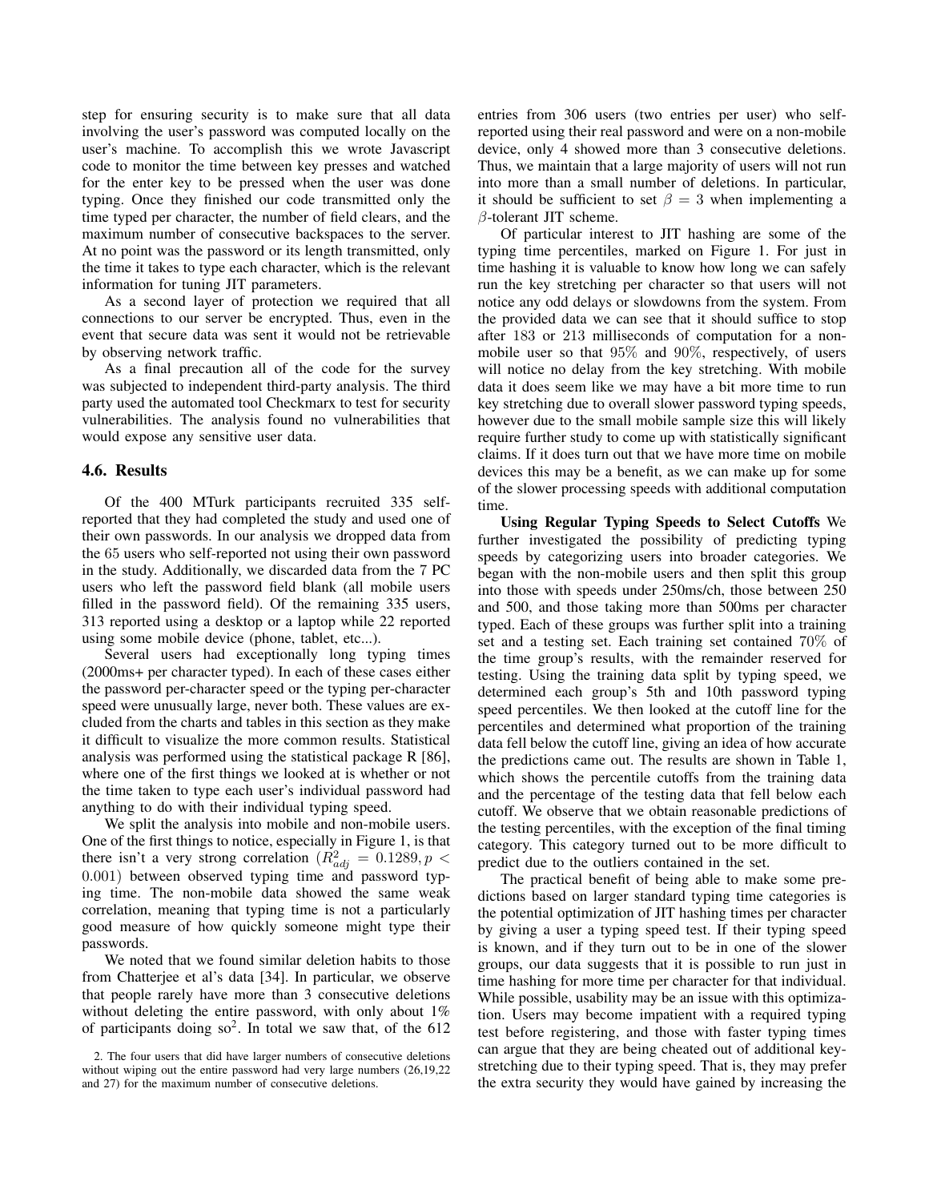step for ensuring security is to make sure that all data involving the user's password was computed locally on the user's machine. To accomplish this we wrote Javascript code to monitor the time between key presses and watched for the enter key to be pressed when the user was done typing. Once they finished our code transmitted only the time typed per character, the number of field clears, and the maximum number of consecutive backspaces to the server. At no point was the password or its length transmitted, only the time it takes to type each character, which is the relevant information for tuning JIT parameters.

As a second layer of protection we required that all connections to our server be encrypted. Thus, even in the event that secure data was sent it would not be retrievable by observing network traffic.

As a final precaution all of the code for the survey was subjected to independent third-party analysis. The third party used the automated tool Checkmarx to test for security vulnerabilities. The analysis found no vulnerabilities that would expose any sensitive user data.

### 4.6. Results

Of the 400 MTurk participants recruited 335 self-reported that they had completed the study and used one of their own passwords. In our analysis we dropped data from the 65 users who self-reported not using their own password in the study. Additionally, we discarded data from the 7 PC users who left the password field blank (all mobile users filled in the password field). Of the remaining 335 users, 313 reported using a desktop or a laptop while 22 reported using some mobile device (phone, tablet, etc...).

Several users had exceptionally long typing times (2000ms+ per character typed). In each of these cases either the password per-character speed or the typing per-character speed were unusually large, never both. These values are excluded from the charts and tables in this section as they make it difficult to visualize the more common results. Statistical analysis was performed using the statistical package R [86], where one of the first things we looked at is whether or not the time taken to type each user's individual password had anything to do with their individual typing speed.

We split the analysis into mobile and non-mobile users. One of the first things to notice, especially in Figure 1, is that there isn't a very strong correlation ($R^2_{adj} = 0.1289, p < 0.001$) between observed typing time and password typing time. The non-mobile data showed the same weak correlation, meaning that typing time is not a particularly good measure of how quickly someone might type their passwords.

We noted that we found similar deletion habits to those from Chatterjee et al's data [34]. In particular, we observe that people rarely have more than 3 consecutive deletions without deleting the entire password, with only about 1% of participants doing so[2]. In total we saw that, of the 612 entries from 306 users (two entries per user) who self-reported using their real password and were on a non-mobile device, only 4 showed more than 3 consecutive deletions. Thus, we maintain that a large majority of users will not run into more than a small number of deletions. In particular, it should be sufficient to set $\beta = 3$ when implementing a $\beta$-tolerant JIT scheme.

Of particular interest to JIT hashing are some of the typing time percentiles, marked on Figure 1. For just in time hashing it is valuable to know how long we can safely run the key stretching per character so that users will not notice any odd delays or slowdowns from the system. From the provided data we can see that it should suffice to stop after 183 or 213 milliseconds of computation for a non-mobile user so that 95% and 90%, respectively, of users will notice no delay from the key stretching. With mobile data it does seem like we may have a bit more time to run key stretching due to overall slower password typing speeds, however due to the small mobile sample size this will likely require further study to come up with statistically significant claims. If it does turn out that we have more time on mobile devices this may be a benefit, as we can make up for some of the slower processing speeds with additional computation time.

**Using Regular Typing Speeds to Select Cutoffs** We further investigated the possibility of predicting typing speeds by categorizing users into broader categories. We began with the non-mobile users and then split this group into those with speeds under 250ms/ch, those between 250 and 500, and those taking more than 500ms per character typed. Each of these groups was further split into a training set and a testing set. Each training set contained 70% of the time group's results, with the remainder reserved for testing. Using the training data split by typing speed, we determined each group's 5th and 10th password typing speed percentiles. We then looked at the cutoff line for the percentiles and determined what proportion of the training data fell below the cutoff line, giving an idea of how accurate the predictions came out. The results are shown in Table 1, which shows the percentile cutoffs from the training data and the percentage of the testing data that fell below each cutoff. We observe that we obtain reasonable predictions of the testing percentiles, with the exception of the final timing category. This category turned out to be more difficult to predict due to the outliers contained in the set.

The practical benefit of being able to make some predictions based on larger standard typing time categories is the potential optimization of JIT hashing times per character by giving a user a typing speed test. If their typing speed is known, and if they turn out to be in one of the slower groups, our data suggests that it is possible to run just in time hashing for more time per character for that individual. While possible, usability may be an issue with this optimization. Users may become impatient with a required typing test before registering, and those with faster typing times can argue that they are being cheated out of additional key-stretching due to their typing speed. That is, they may prefer the extra security they would have gained by increasing the

2. The four users that did have larger numbers of consecutive deletions without wiping out the entire password had very large numbers (26,19,22 and 27) for the maximum number of consecutive deletions.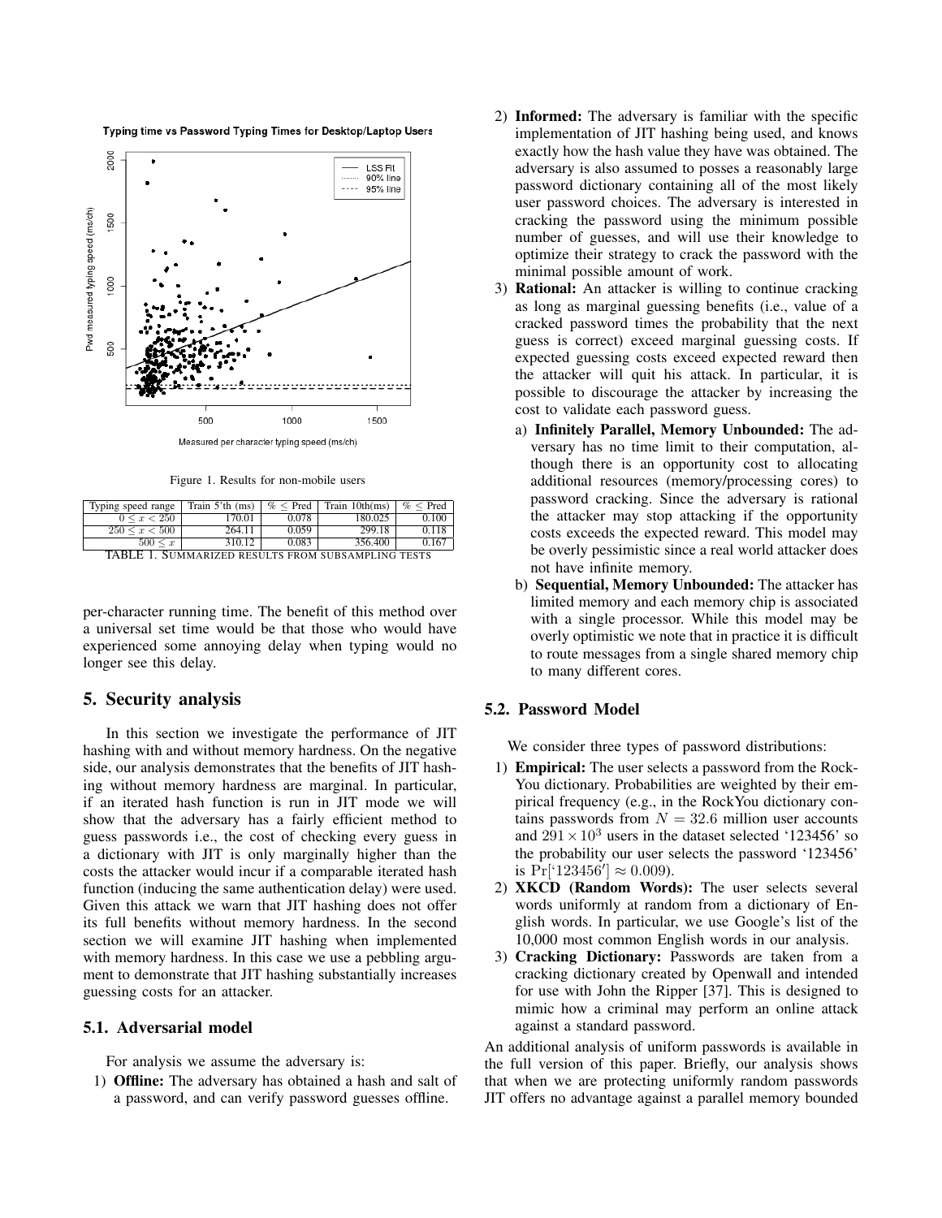Figure 1. Results for non-mobile users

| Typing speed range | Train 5'th (ms) | % ≤ Pred | Train 10th(ms) | % ≤ Pred |
|---|---|---|---|---|
| $0 \leq x < 250$ | 170.01 | 0.078 | 180.025 | 0.100 |
| $250 \leq x < 500$ | 264.11 | 0.059 | 299.18 | 0.118 |
| $500 \leq x$ | 310.12 | 0.083 | 356.400 | 0.167 |

TABLE 1. SUMMARIZED RESULTS FROM SUBSAMPLING TESTS

per-character running time. The benefit of this method over a universal set time would be that those who would have experienced some annoying delay when typing would no longer see this delay.

## 5. Security analysis

In this section we investigate the performance of JIT hashing with and without memory hardness. On the negative side, our analysis demonstrates that the benefits of JIT hashing without memory hardness are marginal. In particular, if an iterated hash function is run in JIT mode we will show that the adversary has a fairly efficient method to guess passwords i.e., the cost of checking every guess in a dictionary with JIT is only marginally higher than the costs the attacker would incur if a comparable iterated hash function (inducing the same authentication delay) were used. Given this attack we warn that JIT hashing does not offer its full benefits without memory hardness. In the second section we will examine JIT hashing when implemented with memory hardness. In this case we use a pebbling argument to demonstrate that JIT hashing substantially increases guessing costs for an attacker.

### 5.1. Adversarial model

For analysis we assume the adversary is:

1) **Offline:** The adversary has obtained a hash and salt of a password, and can verify password guesses offline.
2) **Informed:** The adversary is familiar with the specific implementation of JIT hashing being used, and knows exactly how the hash value they have was obtained. The adversary is also assumed to posses a reasonably large password dictionary containing all of the most likely user password choices. The adversary is interested in cracking the password using the minimum possible number of guesses, and will use their knowledge to optimize their strategy to crack the password with the minimal possible amount of work.
3) **Rational:** An attacker is willing to continue cracking as long as marginal guessing benefits (i.e., value of a cracked password times the probability that the next guess is correct) exceed marginal guessing costs. If expected guessing costs exceed expected reward then the attacker will quit his attack. In particular, it is possible to discourage the attacker by increasing the cost to validate each password guess.
   a) **Infinitely Parallel, Memory Unbounded:** The adversary has no time limit to their computation, although there is an opportunity cost to allocating additional resources (memory/processing cores) to password cracking. Since the adversary is rational the attacker may stop attacking if the opportunity costs exceeds the expected reward. This model may be overly pessimistic since a real world attacker does not have infinite memory.
   b) **Sequential, Memory Unbounded:** The attacker has limited memory and each memory chip is associated with a single processor. While this model may be overly optimistic we note that in practice it is difficult to route messages from a single shared memory chip to many different cores.

### 5.2. Password Model

We consider three types of password distributions:

1) **Empirical:** The user selects a password from the RockYou dictionary. Probabilities are weighted by their empirical frequency (e.g., in the RockYou dictionary contains passwords from $N = 32.6$ million user accounts and $291 \times 10^3$ users in the dataset selected '123456' so the probability our user selects the password '123456' is $\Pr[\text{'}123456'] \approx 0.009$).
2) **XKCD (Random Words):** The user selects several words uniformly at random from a dictionary of English words. In particular, we use Google's list of the 10,000 most common English words in our analysis.
3) **Cracking Dictionary:** Passwords are taken from a cracking dictionary created by Openwall and intended for use with John the Ripper [37]. This is designed to mimic how a criminal may perform an online attack against a standard password.

An additional analysis of uniform passwords is available in the full version of this paper. Briefly, our analysis shows that when we are protecting uniformly random passwords JIT offers no advantage against a parallel memory bounded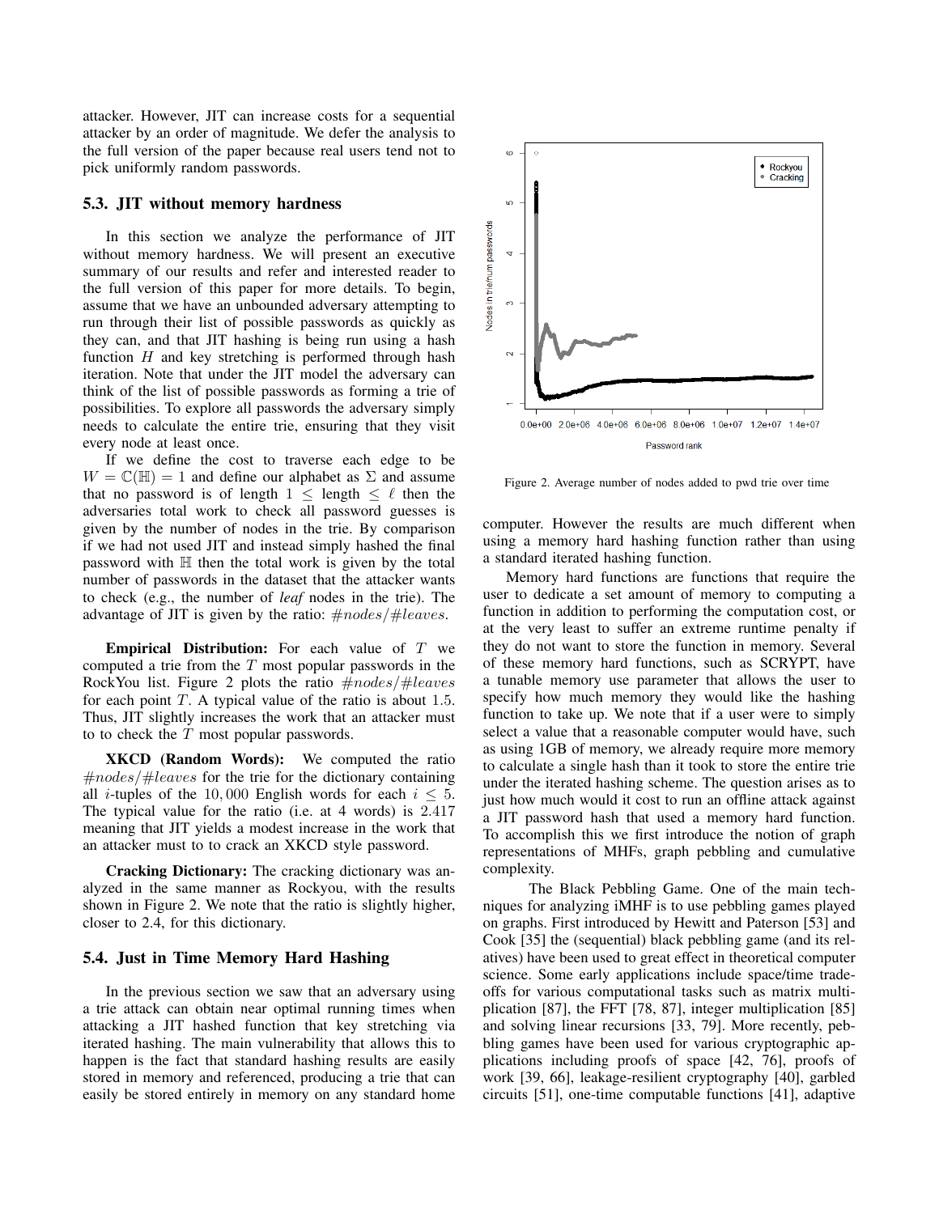attacker. However, JIT can increase costs for a sequential attacker by an order of magnitude. We defer the analysis to the full version of the paper because real users tend not to pick uniformly random passwords.

### 5.3. JIT without memory hardness

In this section we analyze the performance of JIT without memory hardness. We will present an executive summary of our results and refer and interested reader to the full version of this paper for more details. To begin, assume that we have an unbounded adversary attempting to run through their list of possible passwords as quickly as they can, and that JIT hashing is being run using a hash function $H$ and key stretching is performed through hash iteration. Note that under the JIT model the adversary can think of the list of possible passwords as forming a trie of possibilities. To explore all passwords the adversary simply needs to calculate the entire trie, ensuring that they visit every node at least once.

If we define the cost to traverse each edge to be $W = \mathbb{C}(\mathbb{H}) = 1$ and define our alphabet as $\Sigma$ and assume that no password is of length $1 \leq \text{length} \leq \ell$ then the adversaries total work to check all password guesses is given by the number of nodes in the trie. By comparison if we had not used JIT and instead simply hashed the final password with $\mathbb{H}$ then the total work is given by the total number of passwords in the dataset that the attacker wants to check (e.g., the number of *leaf* nodes in the trie). The advantage of JIT is given by the ratio: $\#nodes/\#leaves$.

**Empirical Distribution:** For each value of $T$ we computed a trie from the $T$ most popular passwords in the RockYou list. Figure 2 plots the ratio $\#nodes/\#leaves$ for each point $T$. A typical value of the ratio is about 1.5. Thus, JIT slightly increases the work that an attacker must to to check the $T$ most popular passwords.

**XKCD (Random Words):** We computed the ratio $\#nodes/\#leaves$ for the trie for the dictionary containing all $i$-tuples of the $10,000$ English words for each $i \leq 5$. The typical value for the ratio (i.e. at 4 words) is $2.417$ meaning that JIT yields a modest increase in the work that an attacker must to to crack an XKCD style password.

**Cracking Dictionary:** The cracking dictionary was analyzed in the same manner as Rockyou, with the results shown in Figure 2. We note that the ratio is slightly higher, closer to 2.4, for this dictionary.

Figure 2. Average number of nodes added to pwd trie over time

### 5.4. Just in Time Memory Hard Hashing

In the previous section we saw that an adversary using a trie attack can obtain near optimal running times when attacking a JIT hashed function that key stretching via iterated hashing. The main vulnerability that allows this to happen is the fact that standard hashing results are easily stored in memory and referenced, producing a trie that can easily be stored entirely in memory on any standard home computer. However the results are much different when using a memory hard hashing function rather than using a standard iterated hashing function.

Memory hard functions are functions that require the user to dedicate a set amount of memory to computing a function in addition to performing the computation cost, or at the very least to suffer an extreme runtime penalty if they do not want to store the function in memory. Several of these memory hard functions, such as SCRYPT, have a tunable memory use parameter that allows the user to specify how much memory they would like the hashing function to take up. We note that if a user were to simply select a value that a reasonable computer would have, such as using 1GB of memory, we already require more memory to calculate a single hash than it took to store the entire trie under the iterated hashing scheme. The question arises as to just how much would it cost to run an offline attack against a JIT password hash that used a memory hard function. To accomplish this we first introduce the notion of graph representations of MHFs, graph pebbling and cumulative complexity.

The Black Pebbling Game. One of the main techniques for analyzing iMHF is to use pebbling games played on graphs. First introduced by Hewitt and Paterson [53] and Cook [35] the (sequential) black pebbling game (and its relatives) have been used to great effect in theoretical computer science. Some early applications include space/time tradeoffs for various computational tasks such as matrix multiplication [87], the FFT [78, 87], integer multiplication [85] and solving linear recursions [33, 79]. More recently, pebbling games have been used for various cryptographic applications including proofs of space [42, 76], proofs of work [39, 66], leakage-resilient cryptography [40], garbled circuits [51], one-time computable functions [41], adaptive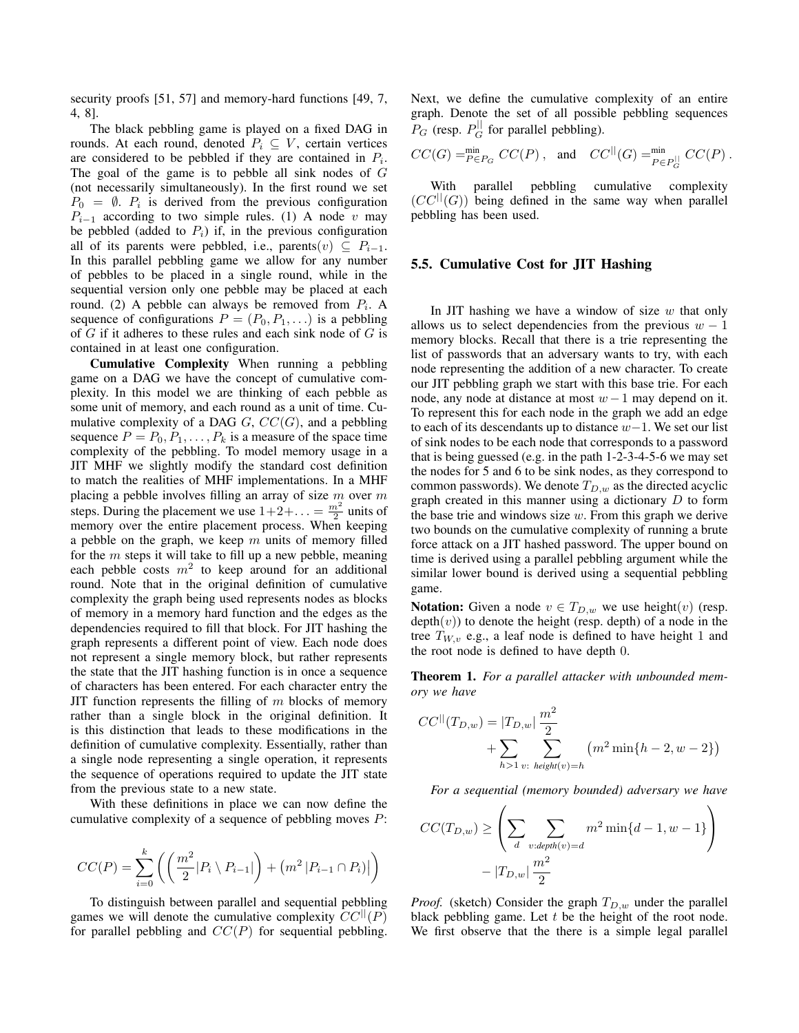security proofs [51, 57] and memory-hard functions [49, 7, 4, 8].

The black pebbling game is played on a fixed DAG in rounds. At each round, denoted $P_i \subseteq V$, certain vertices are considered to be pebbled if they are contained in $P_i$. The goal of the game is to pebble all sink nodes of $G$ (not necessarily simultaneously). In the first round we set $P_0 = \emptyset$. $P_i$ is derived from the previous configuration $P_{i-1}$ according to two simple rules. (1) A node $v$ may be pebbled (added to $P_i$) if, in the previous configuration all of its parents were pebbled, i.e., parents$(v) \subseteq P_{i-1}$. In this parallel pebbling game we allow for any number of pebbles to be placed in a single round, while in the sequential version only one pebble may be placed at each round. (2) A pebble can always be removed from $P_i$. A sequence of configurations $P = (P_0, P_1, \ldots)$ is a pebbling of $G$ if it adheres to these rules and each sink node of $G$ is contained in at least one configuration.

**Cumulative Complexity** When running a pebbling game on a DAG we have the concept of cumulative complexity. In this model we are thinking of each pebble as some unit of memory, and each round as a unit of time. Cumulative complexity of a DAG $G$, $CC(G)$, and a pebbling sequence $P = P_0, P_1, \ldots, P_k$ is a measure of the space time complexity of the pebbling. To model memory usage in a JIT MHF we slightly modify the standard cost definition to match the realities of MHF implementations. In a MHF placing a pebble involves filling an array of size $m$ over $m$ steps. During the placement we use $1+2+\ldots = \frac{m^2}{2}$ units of memory over the entire placement process. When keeping a pebble on the graph, we keep $m$ units of memory filled for the $m$ steps it will take to fill up a new pebble, meaning each pebble costs $m^2$ to keep around for an additional round. Note that in the original definition of cumulative complexity the graph being used represents nodes as blocks of memory in a memory hard function and the edges as the dependencies required to fill that block. For JIT hashing the graph represents a different point of view. Each node does not represent a single memory block, but rather represents the state that the JIT hashing function is in once a sequence of characters has been entered. For each character entry the JIT function represents the filling of $m$ blocks of memory rather than a single block in the original definition. It is this distinction that leads to these modifications in the definition of cumulative complexity. Essentially, rather than a single node representing a single operation, it represents the sequence of operations required to update the JIT state from the previous state to a new state.

With these definitions in place we can now define the cumulative complexity of a sequence of pebbling moves $P$:

$$CC(P) = \sum_{i=0}^{k} \left( \left( \frac{m^2}{2} |P_i \setminus P_{i-1}| \right) + \left( m^2 \, |P_{i-1} \cap P_i| \right) \right)$$

To distinguish between parallel and sequential pebbling games we will denote the cumulative complexity $CC^{||}(P)$ for parallel pebbling and $CC(P)$ for sequential pebbling.

Next, we define the cumulative complexity of an entire graph. Denote the set of all possible pebbling sequences $P_G$ (resp. $P_G^{||}$ for parallel pebbling).

$$CC(G) = \min_{P \in P_G} CC(P) \,, \quad \text{and} \quad CC^{||}(G) = \min_{P \in P_G^{||}} CC(P) \,.$$

With parallel pebbling cumulative complexity ($CC^{||}(G)$) being defined in the same way when parallel pebbling has been used.

### 5.5. Cumulative Cost for JIT Hashing

In JIT hashing we have a window of size $w$ that only allows us to select dependencies from the previous $w-1$ memory blocks. Recall that there is a trie representing the list of passwords that an adversary wants to try, with each node representing the addition of a new character. To create our JIT pebbling graph we start with this base trie. For each node, any node at distance at most $w-1$ may depend on it. To represent this for each node in the graph we add an edge to each of its descendants up to distance $w-1$. We set our list of sink nodes to be each node that corresponds to a password that is being guessed (e.g. in the path 1-2-3-4-5-6 we may set the nodes for 5 and 6 to be sink nodes, as they correspond to common passwords). We denote $T_{D,w}$ as the directed acyclic graph created in this manner using a dictionary $D$ to form the base trie and windows size $w$. From this graph we derive two bounds on the cumulative complexity of running a brute force attack on a JIT hashed password. The upper bound on time is derived using a parallel pebbling argument while the similar lower bound is derived using a sequential pebbling game.

**Notation:** Given a node $v \in T_{D,w}$ we use height$(v)$ (resp. depth$(v)$) to denote the height (resp. depth) of a node in the tree $T_{W,v}$ e.g., a leaf node is defined to have height 1 and the root node is defined to have depth 0.

**Theorem 1.** *For a parallel attacker with unbounded memory we have*

$$CC^{||}(T_{D,w}) = |T_{D,w}| \frac{m^2}{2} + \sum_{h>1} \sum_{v:\ height(v)=h} \left( m^2 \min\{h-2, w-2\} \right)$$

*For a sequential (memory bounded) adversary we have*

$$CC(T_{D,w}) \geq \left( \sum_{d} \sum_{v: depth(v)=d} m^2 \min\{d-1, w-1\} \right) - |T_{D,w}| \frac{m^2}{2}$$

*Proof.* (sketch) Consider the graph $T_{D,w}$ under the parallel black pebbling game. Let $t$ be the height of the root node. We first observe that the there is a simple legal parallel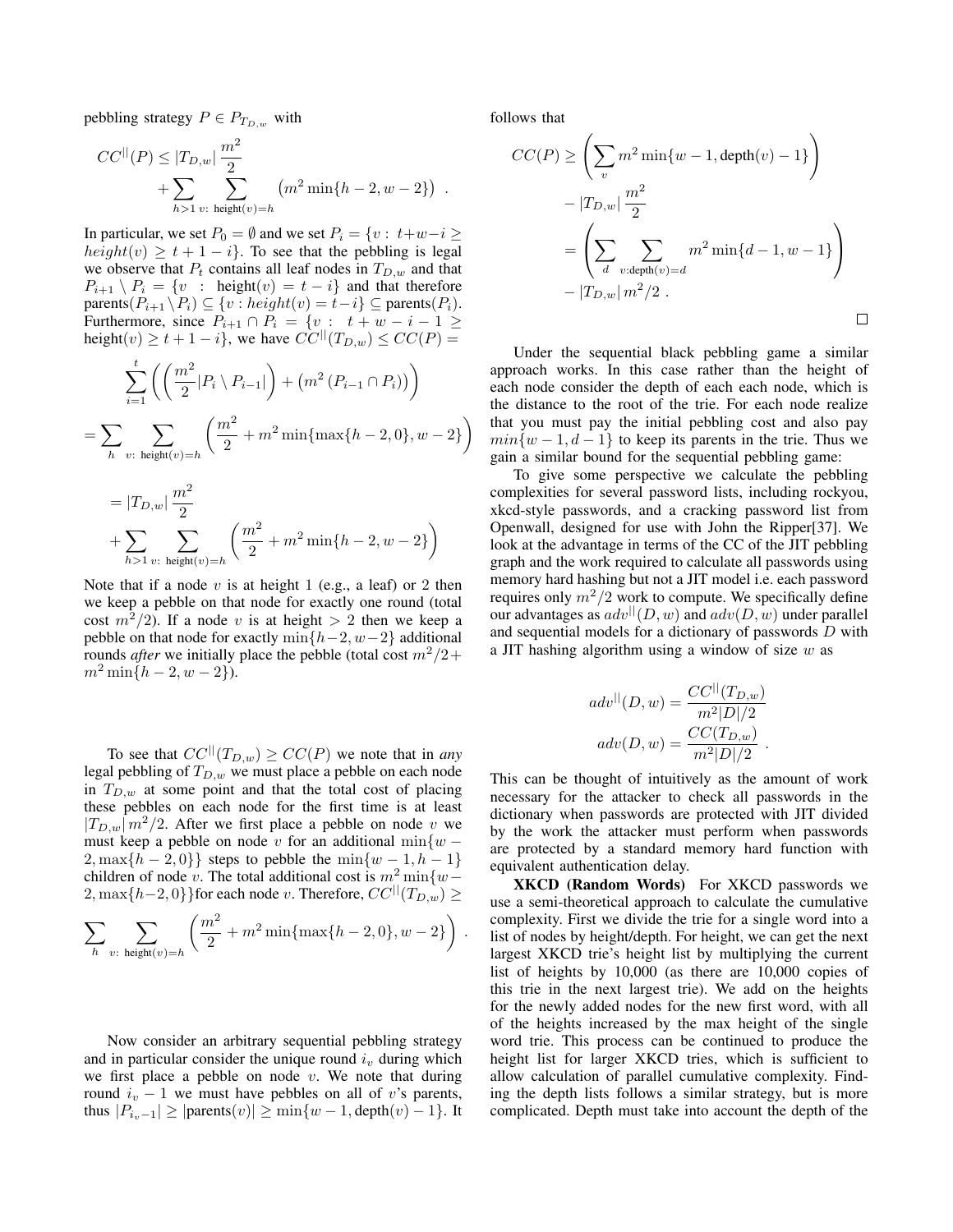pebbling strategy $P \in P_{T_{D,w}}$ with

$$CC^{||}(P) \le |T_{D,w}| \frac{m^2}{2} + \sum_{h>1} \sum_{v:\ \text{height}(v)=h} \left( m^2 \min\{h-2, w-2\} \right) .$$

In particular, we set $P_0 = \emptyset$ and we set $P_i = \{v : t+w-i \ge height(v) \ge t+1-i\}$. To see that the pebbling is legal we observe that $P_t$ contains all leaf nodes in $T_{D,w}$ and that $P_{i+1} \setminus P_i = \{v \ : \ \text{height}(v) = t-i\}$ and that therefore $\text{parents}(P_{i+1} \setminus P_i) \subseteq \{v : height(v) = t-i\} \subseteq \text{parents}(P_i)$. Furthermore, since $P_{i+1} \cap P_i = \{v : \ t+w-i-1 \ge \text{height}(v) \ge t+1-i\}$, we have $CC^{||}(T_{D,w}) \le CC(P) =$

$$\sum_{i=1}^{t} \left( \left( \frac{m^2}{2} |P_i \setminus P_{i-1}| \right) + \left( m^2 \left( P_{i-1} \cap P_i \right) \right) \right)$$

$$= \sum_{h} \sum_{v:\ \text{height}(v)=h} \left( \frac{m^2}{2} + m^2 \min\{\max\{h-2, 0\}, w-2\} \right)$$

$$= |T_{D,w}| \frac{m^2}{2} + \sum_{h>1} \sum_{v:\ \text{height}(v)=h} \left( \frac{m^2}{2} + m^2 \min\{h-2, w-2\} \right)$$

Note that if a node $v$ is at height 1 (e.g., a leaf) or 2 then we keep a pebble on that node for exactly one round (total cost $m^2/2$). If a node $v$ is at height $> 2$ then we keep a pebble on that node for exactly $\min\{h-2, w-2\}$ additional rounds *after* we initially place the pebble (total cost $m^2/2 + m^2 \min\{h-2, w-2\}$).

To see that $CC^{||}(T_{D,w}) \ge CC(P)$ we note that in *any* legal pebbling of $T_{D,w}$ we must place a pebble on each node in $T_{D,w}$ at some point and that the total cost of placing these pebbles on each node for the first time is at least $|T_{D,w}| m^2/2$. After we first place a pebble on node $v$ we must keep a pebble on node $v$ for an additional $\min\{w-2, \max\{h-2, 0\}\}$ steps to pebble the $\min\{w-1, h-1\}$ children of node $v$. The total additional cost is $m^2 \min\{w-2, \max\{h-2, 0\}\}$for each node $v$. Therefore, $CC^{||}(T_{D,w}) \ge$

$$\sum_{h} \sum_{v:\ \text{height}(v)=h} \left( \frac{m^2}{2} + m^2 \min\{\max\{h-2, 0\}, w-2\} \right) .$$

Now consider an arbitrary sequential pebbling strategy and in particular consider the unique round $i_v$ during which we first place a pebble on node $v$. We note that during round $i_v - 1$ we must have pebbles on all of $v$'s parents, thus $|P_{i_v - 1}| \ge |\text{parents}(v)| \ge \min\{w-1, \text{depth}(v) - 1\}$. It follows that

$$CC(P) \ge \left( \sum_{v} m^2 \min\{w-1, \text{depth}(v) - 1\} \right) - |T_{D,w}| \frac{m^2}{2}$$
$$= \left( \sum_{d} \sum_{v:\text{depth}(v)=d} m^2 \min\{d-1, w-1\} \right) - |T_{D,w}| \, m^2/2 \ .$$

□

Under the sequential black pebbling game a similar approach works. In this case rather than the height of each node consider the depth of each each node, which is the distance to the root of the trie. For each node realize that you must pay the initial pebbling cost and also pay $min\{w-1, d-1\}$ to keep its parents in the trie. Thus we gain a similar bound for the sequential pebbling game:

To give some perspective we calculate the pebbling complexities for several password lists, including rockyou, xkcd-style passwords, and a cracking password list from Openwall, designed for use with John the Ripper[37]. We look at the advantage in terms of the CC of the JIT pebbling graph and the work required to calculate all passwords using memory hard hashing but not a JIT model i.e. each password requires only $m^2/2$ work to compute. We specifically define our advantages as $adv^{||}(D, w)$ and $adv(D, w)$ under parallel and sequential models for a dictionary of passwords $D$ with a JIT hashing algorithm using a window of size $w$ as

$$adv^{||}(D, w) = \frac{CC^{||}(T_{D,w})}{m^2 |D|/2}$$
$$adv(D, w) = \frac{CC(T_{D,w})}{m^2 |D|/2} \ .$$

This can be thought of intuitively as the amount of work necessary for the attacker to check all passwords in the dictionary when passwords are protected with JIT divided by the work the attacker must perform when passwords are protected by a standard memory hard function with equivalent authentication delay.

**XKCD (Random Words)** For XKCD passwords we use a semi-theoretical approach to calculate the cumulative complexity. First we divide the trie for a single word into a list of nodes by height/depth. For height, we can get the next largest XKCD trie's height list by multiplying the current list of heights by 10,000 (as there are 10,000 copies of this trie in the next largest trie). We add on the heights for the newly added nodes for the new first word, with all of the heights increased by the max height of the single word trie. This process can be continued to produce the height list for larger XKCD tries, which is sufficient to allow calculation of parallel cumulative complexity. Finding the depth lists follows a similar strategy, but is more complicated. Depth must take into account the depth of the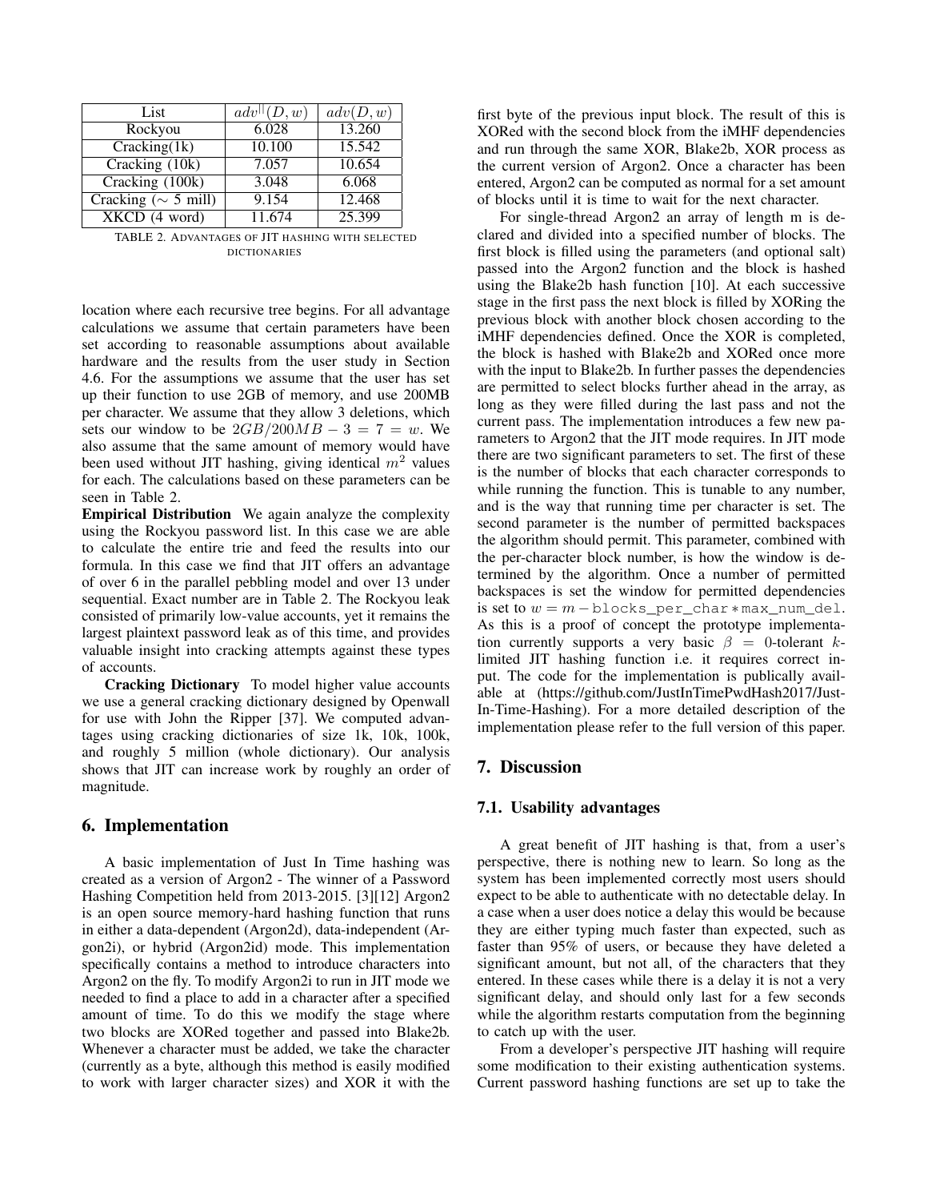| List | $adv^{\|\|}(D,w)$ | $adv(D,w)$ |
| --- | --- | --- |
| Rockyou | 6.028 | 13.260 |
| Cracking(1k) | 10.100 | 15.542 |
| Cracking (10k) | 7.057 | 10.654 |
| Cracking (100k) | 3.048 | 6.068 |
| Cracking ($\sim$ 5 mill) | 9.154 | 12.468 |
| XKCD (4 word) | 11.674 | 25.399 |

TABLE 2. ADVANTAGES OF JIT HASHING WITH SELECTED DICTIONARIES

location where each recursive tree begins. For all advantage calculations we assume that certain parameters have been set according to reasonable assumptions about available hardware and the results from the user study in Section 4.6. For the assumptions we assume that the user has set up their function to use 2GB of memory, and use 200MB per character. We assume that they allow 3 deletions, which sets our window to be $2GB/200MB - 3 = 7 = w$. We also assume that the same amount of memory would have been used without JIT hashing, giving identical $m^2$ values for each. The calculations based on these parameters can be seen in Table 2.

**Empirical Distribution** We again analyze the complexity using the Rockyou password list. In this case we are able to calculate the entire trie and feed the results into our formula. In this case we find that JIT offers an advantage of over 6 in the parallel pebbling model and over 13 under sequential. Exact number are in Table 2. The Rockyou leak consisted of primarily low-value accounts, yet it remains the largest plaintext password leak as of this time, and provides valuable insight into cracking attempts against these types of accounts.

**Cracking Dictionary** To model higher value accounts we use a general cracking dictionary designed by Openwall for use with John the Ripper [37]. We computed advantages using cracking dictionaries of size 1k, 10k, 100k, and roughly 5 million (whole dictionary). Our analysis shows that JIT can increase work by roughly an order of magnitude.

## 6. Implementation

A basic implementation of Just In Time hashing was created as a version of Argon2 - The winner of a Password Hashing Competition held from 2013-2015. [3][12] Argon2 is an open source memory-hard hashing function that runs in either a data-dependent (Argon2d), data-independent (Argon2i), or hybrid (Argon2id) mode. This implementation specifically contains a method to introduce characters into Argon2 on the fly. To modify Argon2i to run in JIT mode we needed to find a place to add in a character after a specified amount of time. To do this we modify the stage where two blocks are XORed together and passed into Blake2b. Whenever a character must be added, we take the character (currently as a byte, although this method is easily modified to work with larger character sizes) and XOR it with the first byte of the previous input block. The result of this is XORed with the second block from the iMHF dependencies and run through the same XOR, Blake2b, XOR process as the current version of Argon2. Once a character has been entered, Argon2 can be computed as normal for a set amount of blocks until it is time to wait for the next character.

For single-thread Argon2 an array of length m is declared and divided into a specified number of blocks. The first block is filled using the parameters (and optional salt) passed into the Argon2 function and the block is hashed using the Blake2b hash function [10]. At each successive stage in the first pass the next block is filled by XORing the previous block with another block chosen according to the iMHF dependencies defined. Once the XOR is completed, the block is hashed with Blake2b and XORed once more with the input to Blake2b. In further passes the dependencies are permitted to select blocks further ahead in the array, as long as they were filled during the last pass and not the current pass. The implementation introduces a few new parameters to Argon2 that the JIT mode requires. In JIT mode there are two significant parameters to set. The first of these is the number of blocks that each character corresponds to while running the function. This is tunable to any number, and is the way that running time per character is set. The second parameter is the number of permitted backspaces the algorithm should permit. This parameter, combined with the per-character block number, is how the window is determined by the algorithm. Once a number of permitted backspaces is set the window for permitted dependencies is set to $w = m - \texttt{blocks\_per\_char} * \texttt{max\_num\_del}$. As this is a proof of concept the prototype implementation currently supports a very basic $\beta = 0$-tolerant $k$-limited JIT hashing function i.e. it requires correct input. The code for the implementation is publically available at (https://github.com/JustInTimePwdHash2017/Just-In-Time-Hashing). For a more detailed description of the implementation please refer to the full version of this paper.

## 7. Discussion

### 7.1. Usability advantages

A great benefit of JIT hashing is that, from a user's perspective, there is nothing new to learn. So long as the system has been implemented correctly most users should expect to be able to authenticate with no detectable delay. In a case when a user does notice a delay this would be because they are either typing much faster than expected, such as faster than 95% of users, or because they have deleted a significant amount, but not all, of the characters that they entered. In these cases while there is a delay it is not a very significant delay, and should only last for a few seconds while the algorithm restarts computation from the beginning to catch up with the user.

From a developer's perspective JIT hashing will require some modification to their existing authentication systems. Current password hashing functions are set up to take the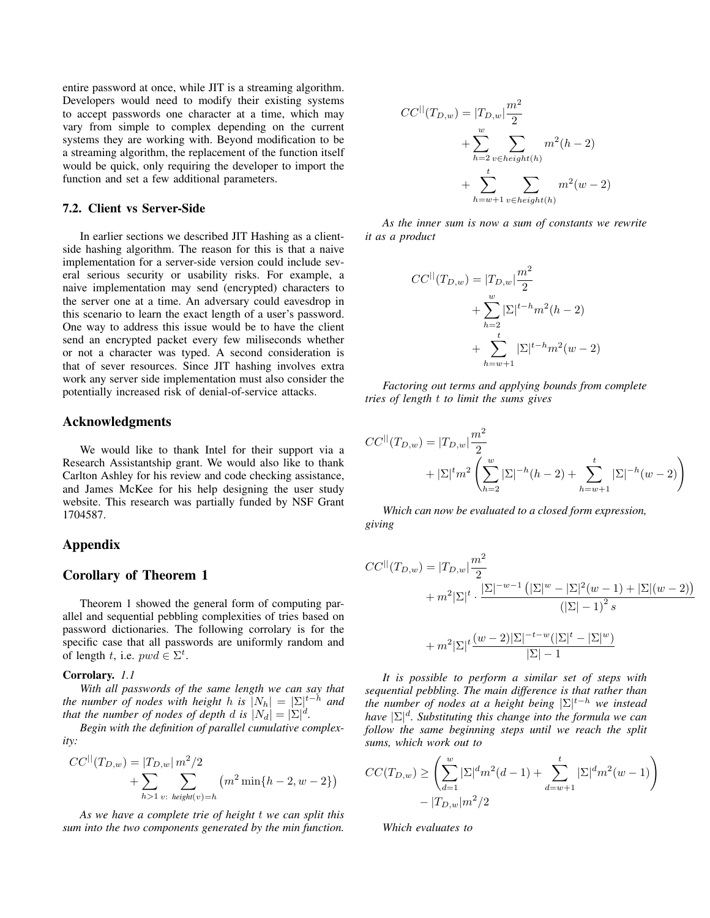entire password at once, while JIT is a streaming algorithm. Developers would need to modify their existing systems to accept passwords one character at a time, which may vary from simple to complex depending on the current systems they are working with. Beyond modification to be a streaming algorithm, the replacement of the function itself would be quick, only requiring the developer to import the function and set a few additional parameters.

### 7.2. Client vs Server-Side

In earlier sections we described JIT Hashing as a client-side hashing algorithm. The reason for this is that a naive implementation for a server-side version could include several serious security or usability risks. For example, a naive implementation may send (encrypted) characters to the server one at a time. An adversary could eavesdrop in this scenario to learn the exact length of a user's password. One way to address this issue would be to have the client send an encrypted packet every few miliseconds whether or not a character was typed. A second consideration is that of sever resources. Since JIT hashing involves extra work any server side implementation must also consider the potentially increased risk of denial-of-service attacks.

## Acknowledgments

We would like to thank Intel for their support via a Research Assistantship grant. We would also like to thank Carlton Ashley for his review and code checking assistance, and James McKee for his help designing the user study website. This research was partially funded by NSF Grant 1704587.

## Appendix

## Corollary of Theorem 1

Theorem 1 showed the general form of computing parallel and sequential pebbling complexities of tries based on password dictionaries. The following corrolary is for the specific case that all passwords are uniformly random and of length $t$, i.e. $pwd \in \Sigma^t$.

**Corrolary.** *1.1*

*With all passwords of the same length we can say that the number of nodes with height $h$ is $|N_h| = |\Sigma|^{t-h}$ and that the number of nodes of depth $d$ is $|N_d| = |\Sigma|^d$.*

*Begin with the definition of parallel cumulative complexity:*

$$CC^{||}(T_{D,w}) = |T_{D,w}|\, m^2/2 + \sum_{h>1} \sum_{v:\ height(v)=h} \left(m^2 \min\{h-2, w-2\}\right)$$

*As we have a complete trie of height $t$ we can split this sum into the two components generated by the min function.*

$$CC^{||}(T_{D,w}) = |T_{D,w}|\frac{m^2}{2} + \sum_{h=2}^{w} \sum_{v \in height(h)} m^2(h-2) + \sum_{h=w+1}^{t} \sum_{v \in height(h)} m^2(w-2)$$

*As the inner sum is now a sum of constants we rewrite it as a product*

$$CC^{||}(T_{D,w}) = |T_{D,w}|\frac{m^2}{2} + \sum_{h=2}^{w} |\Sigma|^{t-h} m^2(h-2) + \sum_{h=w+1}^{t} |\Sigma|^{t-h} m^2(w-2)$$

*Factoring out terms and applying bounds from complete tries of length $t$ to limit the sums gives*

$$CC^{||}(T_{D,w}) = |T_{D,w}|\frac{m^2}{2} + |\Sigma|^t m^2 \left( \sum_{h=2}^{w} |\Sigma|^{-h}(h-2) + \sum_{h=w+1}^{t} |\Sigma|^{-h}(w-2) \right)$$

*Which can now be evaluated to a closed form expression, giving*

$$CC^{||}(T_{D,w}) = |T_{D,w}|\frac{m^2}{2} + m^2|\Sigma|^t \cdot \frac{|\Sigma|^{-w-1}\left(|\Sigma|^w - |\Sigma|^2(w-1) + |\Sigma|(w-2)\right)}{\left(|\Sigma|-1\right)^2 s}$$

$$+ m^2|\Sigma|^t \frac{(w-2)|\Sigma|^{-t-w}(|\Sigma|^t - |\Sigma|^w)}{|\Sigma|-1}$$

*It is possible to perform a similar set of steps with sequential pebbling. The main difference is that rather than the number of nodes at a height being $|\Sigma|^{t-h}$ we instead have $|\Sigma|^d$. Substituting this change into the formula we can follow the same beginning steps until we reach the split sums, which work out to*

$$CC(T_{D,w}) \geq \left( \sum_{d=1}^{w} |\Sigma|^d m^2(d-1) + \sum_{d=w+1}^{t} |\Sigma|^d m^2(w-1) \right) - |T_{D,w}| m^2/2$$

*Which evaluates to*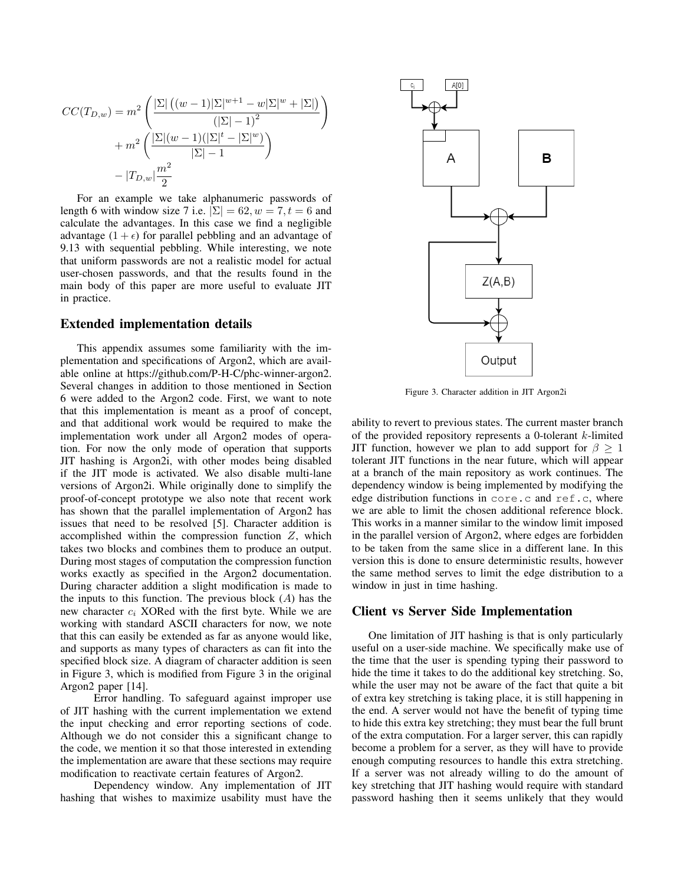$$CC(T_{D,w}) = m^2 \left( \frac{|\Sigma| \left( (w-1)|\Sigma|^{w+1} - w|\Sigma|^w + |\Sigma| \right)}{\left(|\Sigma| - 1\right)^2} \right) + m^2 \left( \frac{|\Sigma|(w-1)(|\Sigma|^t - |\Sigma|^w)}{|\Sigma| - 1} \right) - |T_{D,w}| \frac{m^2}{2}$$

For an example we take alphanumeric passwords of length 6 with window size 7 i.e. $|\Sigma| = 62, w = 7, t = 6$ and calculate the advantages. In this case we find a negligible advantage $(1 + \epsilon)$ for parallel pebbling and an advantage of 9.13 with sequential pebbling. While interesting, we note that uniform passwords are not a realistic model for actual user-chosen passwords, and that the results found in the main body of this paper are more useful to evaluate JIT in practice.

## Extended implementation details

This appendix assumes some familiarity with the implementation and specifications of Argon2, which are available online at https://github.com/P-H-C/phc-winner-argon2. Several changes in addition to those mentioned in Section 6 were added to the Argon2 code. First, we want to note that this implementation is meant as a proof of concept, and that additional work would be required to make the implementation work under all Argon2 modes of operation. For now the only mode of operation that supports JIT hashing is Argon2i, with other modes being disabled if the JIT mode is activated. We also disable multi-lane versions of Argon2i. While originally done to simplify the proof-of-concept prototype we also note that recent work has shown that the parallel implementation of Argon2 has issues that need to be resolved [5]. Character addition is accomplished within the compression function $Z$, which takes two blocks and combines them to produce an output. During most stages of computation the compression function works exactly as specified in the Argon2 documentation. During character addition a slight modification is made to the inputs to this function. The previous block ($A$) has the new character $c_i$ XORed with the first byte. While we are working with standard ASCII characters for now, we note that this can easily be extended as far as anyone would like, and supports as many types of characters as can fit into the specified block size. A diagram of character addition is seen in Figure 3, which is modified from Figure 3 in the original Argon2 paper [14].

Error handling. To safeguard against improper use of JIT hashing with the current implementation we extend the input checking and error reporting sections of code. Although we do not consider this a significant change to the code, we mention it so that those interested in extending the implementation are aware that these sections may require modification to reactivate certain features of Argon2.

Dependency window. Any implementation of JIT hashing that wishes to maximize usability must have the ability to revert to previous states. The current master branch of the provided repository represents a 0-tolerant $k$-limited JIT function, however we plan to add support for $\beta \geq 1$ tolerant JIT functions in the near future, which will appear at a branch of the main repository as work continues. The dependency window is being implemented by modifying the edge distribution functions in `core.c` and `ref.c`, where we are able to limit the chosen additional reference block. This works in a manner similar to the window limit imposed in the parallel version of Argon2, where edges are forbidden to be taken from the same slice in a different lane. In this version this is done to ensure deterministic results, however the same method serves to limit the edge distribution to a window in just in time hashing.

Figure 3. Character addition in JIT Argon2i

## Client vs Server Side Implementation

One limitation of JIT hashing is that is only particularly useful on a user-side machine. We specifically make use of the time that the user is spending typing their password to hide the time it takes to do the additional key stretching. So, while the user may not be aware of the fact that quite a bit of extra key stretching is taking place, it is still happening in the end. A server would not have the benefit of typing time to hide this extra key stretching; they must bear the full brunt of the extra computation. For a larger server, this can rapidly become a problem for a server, as they will have to provide enough computing resources to handle this extra stretching. If a server was not already willing to do the amount of key stretching that JIT hashing would require with standard password hashing then it seems unlikely that they would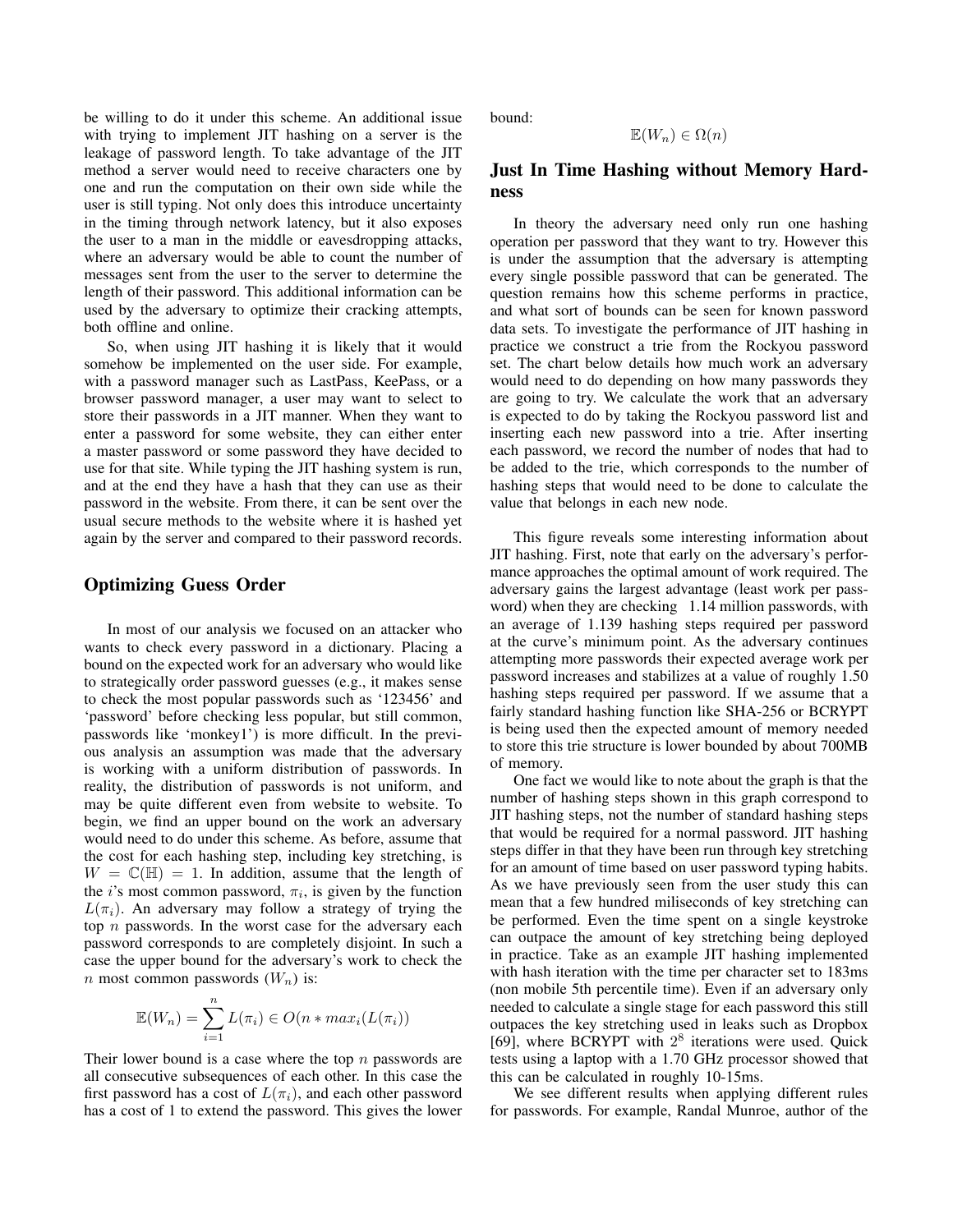be willing to do it under this scheme. An additional issue with trying to implement JIT hashing on a server is the leakage of password length. To take advantage of the JIT method a server would need to receive characters one by one and run the computation on their own side while the user is still typing. Not only does this introduce uncertainty in the timing through network latency, but it also exposes the user to a man in the middle or eavesdropping attacks, where an adversary would be able to count the number of messages sent from the user to the server to determine the length of their password. This additional information can be used by the adversary to optimize their cracking attempts, both offline and online.

So, when using JIT hashing it is likely that it would somehow be implemented on the user side. For example, with a password manager such as LastPass, KeePass, or a browser password manager, a user may want to select to store their passwords in a JIT manner. When they want to enter a password for some website, they can either enter a master password or some password they have decided to use for that site. While typing the JIT hashing system is run, and at the end they have a hash that they can use as their password in the website. From there, it can be sent over the usual secure methods to the website where it is hashed yet again by the server and compared to their password records.

## Optimizing Guess Order

In most of our analysis we focused on an attacker who wants to check every password in a dictionary. Placing a bound on the expected work for an adversary who would like to strategically order password guesses (e.g., it makes sense to check the most popular passwords such as '123456' and 'password' before checking less popular, but still common, passwords like 'monkey1') is more difficult. In the previous analysis an assumption was made that the adversary is working with a uniform distribution of passwords. In reality, the distribution of passwords is not uniform, and may be quite different even from website to website. To begin, we find an upper bound on the work an adversary would need to do under this scheme. As before, assume that the cost for each hashing step, including key stretching, is $W = \mathbb{C}(\mathbb{H}) = 1$. In addition, assume that the length of the $i$'s most common password, $\pi_i$, is given by the function $L(\pi_i)$. An adversary may follow a strategy of trying the top $n$ passwords. In the worst case for the adversary each password corresponds to are completely disjoint. In such a case the upper bound for the adversary's work to check the $n$ most common passwords ($W_n$) is:

$$\mathbb{E}(W_n) = \sum_{i=1}^{n} L(\pi_i) \in O(n * max_i(L(\pi_i))$$

Their lower bound is a case where the top $n$ passwords are all consecutive subsequences of each other. In this case the first password has a cost of $L(\pi_i)$, and each other password has a cost of 1 to extend the password. This gives the lower bound:

$$\mathbb{E}(W_n) \in \Omega(n)$$

## Just In Time Hashing without Memory Hardness

In theory the adversary need only run one hashing operation per password that they want to try. However this is under the assumption that the adversary is attempting every single possible password that can be generated. The question remains how this scheme performs in practice, and what sort of bounds can be seen for known password data sets. To investigate the performance of JIT hashing in practice we construct a trie from the Rockyou password set. The chart below details how much work an adversary would need to do depending on how many passwords they are going to try. We calculate the work that an adversary is expected to do by taking the Rockyou password list and inserting each new password into a trie. After inserting each password, we record the number of nodes that had to be added to the trie, which corresponds to the number of hashing steps that would need to be done to calculate the value that belongs in each new node.

This figure reveals some interesting information about JIT hashing. First, note that early on the adversary's performance approaches the optimal amount of work required. The adversary gains the largest advantage (least work per password) when they are checking 1.14 million passwords, with an average of 1.139 hashing steps required per password at the curve's minimum point. As the adversary continues attempting more passwords their expected average work per password increases and stabilizes at a value of roughly 1.50 hashing steps required per password. If we assume that a fairly standard hashing function like SHA-256 or BCRYPT is being used then the expected amount of memory needed to store this trie structure is lower bounded by about 700MB of memory.

One fact we would like to note about the graph is that the number of hashing steps shown in this graph correspond to JIT hashing steps, not the number of standard hashing steps that would be required for a normal password. JIT hashing steps differ in that they have been run through key stretching for an amount of time based on user password typing habits. As we have previously seen from the user study this can mean that a few hundred miliseconds of key stretching can be performed. Even the time spent on a single keystroke can outpace the amount of key stretching being deployed in practice. Take as an example JIT hashing implemented with hash iteration with the time per character set to 183ms (non mobile 5th percentile time). Even if an adversary only needed to calculate a single stage for each password this still outpaces the key stretching used in leaks such as Dropbox [69], where BCRYPT with $2^8$ iterations were used. Quick tests using a laptop with a 1.70 GHz processor showed that this can be calculated in roughly 10-15ms.

We see different results when applying different rules for passwords. For example, Randal Munroe, author of the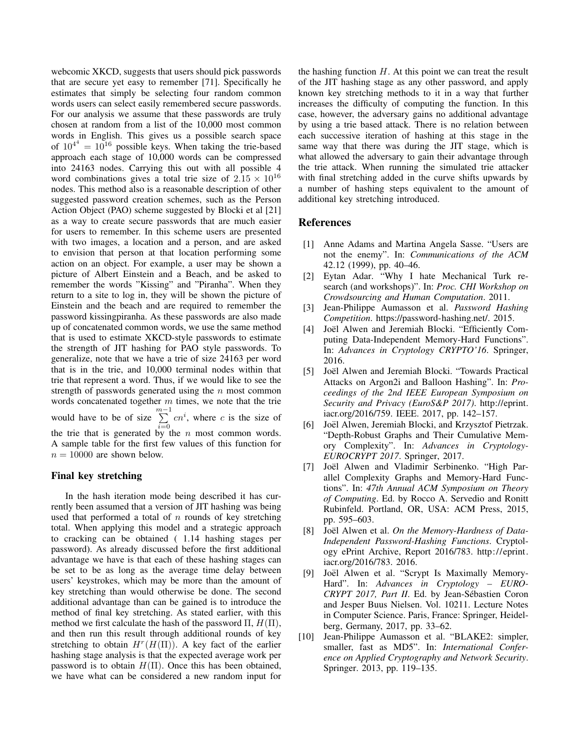webcomic XKCD, suggests that users should pick passwords that are secure yet easy to remember [71]. Specifically he estimates that simply be selecting four random common words users can select easily remembered secure passwords. For our analysis we assume that these passwords are truly chosen at random from a list of the 10,000 most common words in English. This gives us a possible search space of $10^{4^4} = 10^{16}$ possible keys. When taking the trie-based approach each stage of 10,000 words can be compressed into 24163 nodes. Carrying this out with all possible 4 word combinations gives a total trie size of $2.15 \times 10^{16}$ nodes. This method also is a reasonable description of other suggested password creation schemes, such as the Person Action Object (PAO) scheme suggested by Blocki et al [21] as a way to create secure passwords that are much easier for users to remember. In this scheme users are presented with two images, a location and a person, and are asked to envision that person at that location performing some action on an object. For example, a user may be shown a picture of Albert Einstein and a Beach, and be asked to remember the words "Kissing" and "Piranha". When they return to a site to log in, they will be shown the picture of Einstein and the beach and are required to remember the password kissingpiranha. As these passwords are also made up of concatenated common words, we use the same method that is used to estimate XKCD-style passwords to estimate the strength of JIT hashing for PAO style passwords. To generalize, note that we have a trie of size 24163 per word that is in the trie, and 10,000 terminal nodes within that trie that represent a word. Thus, if we would like to see the strength of passwords generated using the $n$ most common words concatenated together $m$ times, we note that the trie would have to be of size $\sum_{i=0}^{m-1} cn^i$, where $c$ is the size of the trie that is generated by the $n$ most common words. A sample table for the first few values of this function for $n = 10000$ are shown below.

### Final key stretching

In the hash iteration mode being described it has currently been assumed that a version of JIT hashing was being used that performed a total of $n$ rounds of key stretching total. When applying this model and a strategic approach to cracking can be obtained ( 1.14 hashing stages per password). As already discussed before the first additional advantage we have is that each of these hashing stages can be set to be as long as the average time delay between users' keystrokes, which may be more than the amount of key stretching than would otherwise be done. The second additional advantage than can be gained is to introduce the method of final key stretching. As stated earlier, with this method we first calculate the hash of the password $\Pi$, $H(\Pi)$, and then run this result through additional rounds of key stretching to obtain $H^r(H(\Pi))$. A key fact of the earlier hashing stage analysis is that the expected average work per password is to obtain $H(\Pi)$. Once this has been obtained, we have what can be considered a new random input for the hashing function $H$. At this point we can treat the result of the JIT hashing stage as any other password, and apply known key stretching methods to it in a way that further increases the difficulty of computing the function. In this case, however, the adversary gains no additional advantage by using a trie based attack. There is no relation between each successive iteration of hashing at this stage in the same way that there was during the JIT stage, which is what allowed the adversary to gain their advantage through the trie attack. When running the simulated trie attacker with final stretching added in the curve shifts upwards by a number of hashing steps equivalent to the amount of additional key stretching introduced.

## References

[1] Anne Adams and Martina Angela Sasse. "Users are not the enemy". In: *Communications of the ACM* 42.12 (1999), pp. 40–46.

[2] Eytan Adar. "Why I hate Mechanical Turk research (and workshops)". In: *Proc. CHI Workshop on Crowdsourcing and Human Computation*. 2011.

[3] Jean-Philippe Aumasson et al. *Password Hashing Competition*. https://password-hashing.net/. 2015.

[4] Joël Alwen and Jeremiah Blocki. "Efficiently Computing Data-Independent Memory-Hard Functions". In: *Advances in Cryptology CRYPTO'16*. Springer, 2016.

[5] Joël Alwen and Jeremiah Blocki. "Towards Practical Attacks on Argon2i and Balloon Hashing". In: *Proceedings of the 2nd IEEE European Symposium on Security and Privacy (EuroS&P 2017)*. http://eprint.iacr.org/2016/759. IEEE. 2017, pp. 142–157.

[6] Joël Alwen, Jeremiah Blocki, and Krzysztof Pietrzak. "Depth-Robust Graphs and Their Cumulative Memory Complexity". In: *Advances in Cryptology-EUROCRYPT 2017*. Springer, 2017.

[7] Joël Alwen and Vladimir Serbinenko. "High Parallel Complexity Graphs and Memory-Hard Functions". In: *47th Annual ACM Symposium on Theory of Computing*. Ed. by Rocco A. Servedio and Ronitt Rubinfeld. Portland, OR, USA: ACM Press, 2015, pp. 595–603.

[8] Joël Alwen et al. *On the Memory-Hardness of Data-Independent Password-Hashing Functions*. Cryptology ePrint Archive, Report 2016/783. http://eprint.iacr.org/2016/783. 2016.

[9] Joël Alwen et al. "Scrypt Is Maximally Memory-Hard". In: *Advances in Cryptology – EUROCRYPT 2017, Part II*. Ed. by Jean-Sébastien Coron and Jesper Buus Nielsen. Vol. 10211. Lecture Notes in Computer Science. Paris, France: Springer, Heidelberg, Germany, 2017, pp. 33–62.

[10] Jean-Philippe Aumasson et al. "BLAKE2: simpler, smaller, fast as MD5". In: *International Conference on Applied Cryptography and Network Security*. Springer. 2013, pp. 119–135.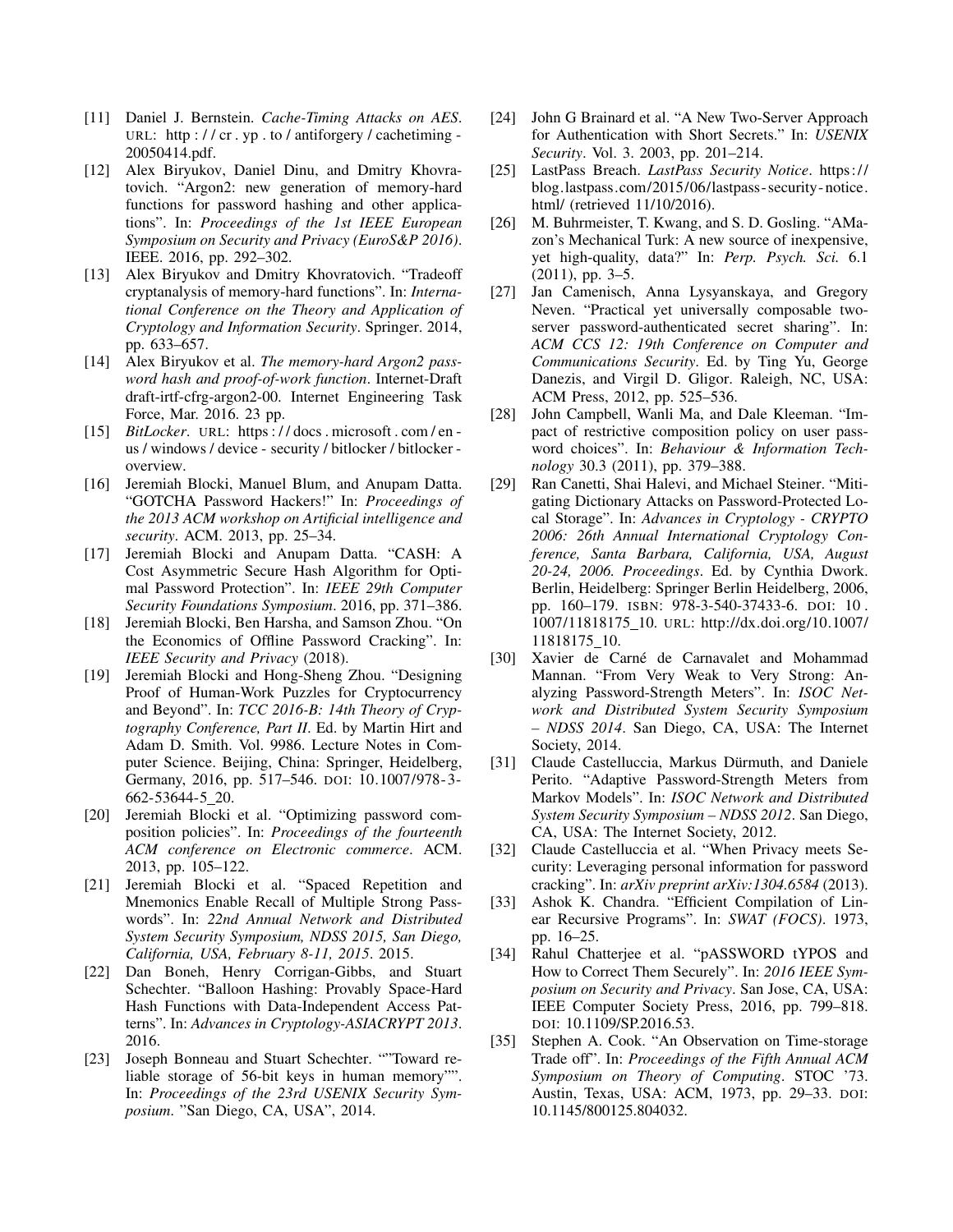[11] Daniel J. Bernstein. *Cache-Timing Attacks on AES*. URL: http://cr.yp.to/antiforgery/cachetiming-20050414.pdf.

[12] Alex Biryukov, Daniel Dinu, and Dmitry Khovratovich. "Argon2: new generation of memory-hard functions for password hashing and other applications". In: *Proceedings of the 1st IEEE European Symposium on Security and Privacy (EuroS&P 2016)*. IEEE. 2016, pp. 292–302.

[13] Alex Biryukov and Dmitry Khovratovich. "Tradeoff cryptanalysis of memory-hard functions". In: *International Conference on the Theory and Application of Cryptology and Information Security*. Springer. 2014, pp. 633–657.

[14] Alex Biryukov et al. *The memory-hard Argon2 password hash and proof-of-work function*. Internet-Draft draft-irtf-cfrg-argon2-00. Internet Engineering Task Force, Mar. 2016. 23 pp.

[15] *BitLocker*. URL: https://docs.microsoft.com/en-us/windows/device-security/bitlocker/bitlocker-overview.

[16] Jeremiah Blocki, Manuel Blum, and Anupam Datta. "GOTCHA Password Hackers!" In: *Proceedings of the 2013 ACM workshop on Artificial intelligence and security*. ACM. 2013, pp. 25–34.

[17] Jeremiah Blocki and Anupam Datta. "CASH: A Cost Asymmetric Secure Hash Algorithm for Optimal Password Protection". In: *IEEE 29th Computer Security Foundations Symposium*. 2016, pp. 371–386.

[18] Jeremiah Blocki, Ben Harsha, and Samson Zhou. "On the Economics of Offline Password Cracking". In: *IEEE Security and Privacy* (2018).

[19] Jeremiah Blocki and Hong-Sheng Zhou. "Designing Proof of Human-Work Puzzles for Cryptocurrency and Beyond". In: *TCC 2016-B: 14th Theory of Cryptography Conference, Part II*. Ed. by Martin Hirt and Adam D. Smith. Vol. 9986. Lecture Notes in Computer Science. Beijing, China: Springer, Heidelberg, Germany, 2016, pp. 517–546. DOI: 10.1007/978-3-662-53644-5_20.

[20] Jeremiah Blocki et al. "Optimizing password composition policies". In: *Proceedings of the fourteenth ACM conference on Electronic commerce*. ACM. 2013, pp. 105–122.

[21] Jeremiah Blocki et al. "Spaced Repetition and Mnemonics Enable Recall of Multiple Strong Passwords". In: *22nd Annual Network and Distributed System Security Symposium, NDSS 2015, San Diego, California, USA, February 8-11, 2015*. 2015.

[22] Dan Boneh, Henry Corrigan-Gibbs, and Stuart Schechter. "Balloon Hashing: Provably Space-Hard Hash Functions with Data-Independent Access Patterns". In: *Advances in Cryptology-ASIACRYPT 2013*. 2016.

[23] Joseph Bonneau and Stuart Schechter. ""Toward reliable storage of 56-bit keys in human memory"". In: *Proceedings of the 23rd USENIX Security Symposium*. "San Diego, CA, USA", 2014.

[24] John G Brainard et al. "A New Two-Server Approach for Authentication with Short Secrets." In: *USENIX Security*. Vol. 3. 2003, pp. 201–214.

[25] LastPass Breach. *LastPass Security Notice*. https://blog.lastpass.com/2015/06/lastpass-security-notice.html/ (retrieved 11/10/2016).

[26] M. Buhrmeister, T. Kwang, and S. D. Gosling. "AMazon's Mechanical Turk: A new source of inexpensive, yet high-quality, data?" In: *Perp. Psych. Sci.* 6.1 (2011), pp. 3–5.

[27] Jan Camenisch, Anna Lysyanskaya, and Gregory Neven. "Practical yet universally composable two-server password-authenticated secret sharing". In: *ACM CCS 12: 19th Conference on Computer and Communications Security*. Ed. by Ting Yu, George Danezis, and Virgil D. Gligor. Raleigh, NC, USA: ACM Press, 2012, pp. 525–536.

[28] John Campbell, Wanli Ma, and Dale Kleeman. "Impact of restrictive composition policy on user password choices". In: *Behaviour & Information Technology* 30.3 (2011), pp. 379–388.

[29] Ran Canetti, Shai Halevi, and Michael Steiner. "Mitigating Dictionary Attacks on Password-Protected Local Storage". In: *Advances in Cryptology - CRYPTO 2006: 26th Annual International Cryptology Conference, Santa Barbara, California, USA, August 20-24, 2006. Proceedings*. Ed. by Cynthia Dwork. Berlin, Heidelberg: Springer Berlin Heidelberg, 2006, pp. 160–179. ISBN: 978-3-540-37433-6. DOI: 10.1007/11818175_10. URL: http://dx.doi.org/10.1007/11818175_10.

[30] Xavier de Carné de Carnavalet and Mohammad Mannan. "From Very Weak to Very Strong: Analyzing Password-Strength Meters". In: *ISOC Network and Distributed System Security Symposium – NDSS 2014*. San Diego, CA, USA: The Internet Society, 2014.

[31] Claude Castelluccia, Markus Dürmuth, and Daniele Perito. "Adaptive Password-Strength Meters from Markov Models". In: *ISOC Network and Distributed System Security Symposium – NDSS 2012*. San Diego, CA, USA: The Internet Society, 2012.

[32] Claude Castelluccia et al. "When Privacy meets Security: Leveraging personal information for password cracking". In: *arXiv preprint arXiv:1304.6584* (2013).

[33] Ashok K. Chandra. "Efficient Compilation of Linear Recursive Programs". In: *SWAT (FOCS)*. 1973, pp. 16–25.

[34] Rahul Chatterjee et al. "pASSWORD tYPOS and How to Correct Them Securely". In: *2016 IEEE Symposium on Security and Privacy*. San Jose, CA, USA: IEEE Computer Society Press, 2016, pp. 799–818. DOI: 10.1109/SP.2016.53.

[35] Stephen A. Cook. "An Observation on Time-storage Trade off". In: *Proceedings of the Fifth Annual ACM Symposium on Theory of Computing*. STOC '73. Austin, Texas, USA: ACM, 1973, pp. 29–33. DOI: 10.1145/800125.804032.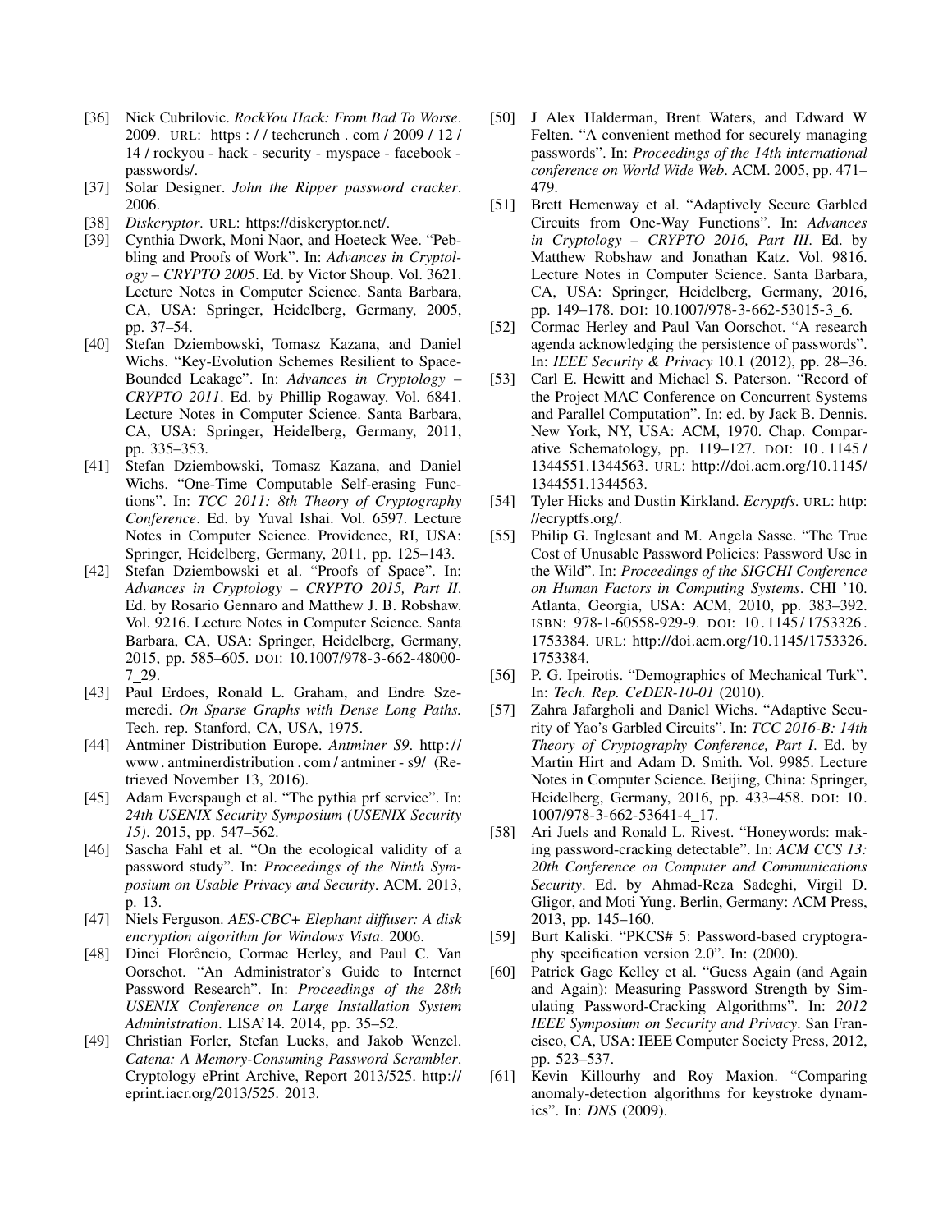- [36] Nick Cubrilovic. *RockYou Hack: From Bad To Worse*. 2009. URL: https://techcrunch.com/2009/12/14/rockyou-hack-security-myspace-facebook-passwords/.
- [37] Solar Designer. *John the Ripper password cracker*. 2006.
- [38] *Diskcryptor*. URL: https://diskcryptor.net/.
- [39] Cynthia Dwork, Moni Naor, and Hoeteck Wee. "Pebbling and Proofs of Work". In: *Advances in Cryptology – CRYPTO 2005*. Ed. by Victor Shoup. Vol. 3621. Lecture Notes in Computer Science. Santa Barbara, CA, USA: Springer, Heidelberg, Germany, 2005, pp. 37–54.
- [40] Stefan Dziembowski, Tomasz Kazana, and Daniel Wichs. "Key-Evolution Schemes Resilient to Space-Bounded Leakage". In: *Advances in Cryptology – CRYPTO 2011*. Ed. by Phillip Rogaway. Vol. 6841. Lecture Notes in Computer Science. Santa Barbara, CA, USA: Springer, Heidelberg, Germany, 2011, pp. 335–353.
- [41] Stefan Dziembowski, Tomasz Kazana, and Daniel Wichs. "One-Time Computable Self-erasing Functions". In: *TCC 2011: 8th Theory of Cryptography Conference*. Ed. by Yuval Ishai. Vol. 6597. Lecture Notes in Computer Science. Providence, RI, USA: Springer, Heidelberg, Germany, 2011, pp. 125–143.
- [42] Stefan Dziembowski et al. "Proofs of Space". In: *Advances in Cryptology – CRYPTO 2015, Part II*. Ed. by Rosario Gennaro and Matthew J. B. Robshaw. Vol. 9216. Lecture Notes in Computer Science. Santa Barbara, CA, USA: Springer, Heidelberg, Germany, 2015, pp. 585–605. DOI: 10.1007/978-3-662-48000-7_29.
- [43] Paul Erdoes, Ronald L. Graham, and Endre Szemeredi. *On Sparse Graphs with Dense Long Paths*. Tech. rep. Stanford, CA, USA, 1975.
- [44] Antminer Distribution Europe. *Antminer S9*. http://www.antminerdistribution.com/antminer-s9/ (Retrieved November 13, 2016).
- [45] Adam Everspaugh et al. "The pythia prf service". In: *24th USENIX Security Symposium (USENIX Security 15)*. 2015, pp. 547–562.
- [46] Sascha Fahl et al. "On the ecological validity of a password study". In: *Proceedings of the Ninth Symposium on Usable Privacy and Security*. ACM. 2013, p. 13.
- [47] Niels Ferguson. *AES-CBC+ Elephant diffuser: A disk encryption algorithm for Windows Vista*. 2006.
- [48] Dinei Florêncio, Cormac Herley, and Paul C. Van Oorschot. "An Administrator's Guide to Internet Password Research". In: *Proceedings of the 28th USENIX Conference on Large Installation System Administration*. LISA'14. 2014, pp. 35–52.
- [49] Christian Forler, Stefan Lucks, and Jakob Wenzel. *Catena: A Memory-Consuming Password Scrambler*. Cryptology ePrint Archive, Report 2013/525. http://eprint.iacr.org/2013/525. 2013.
- [50] J Alex Halderman, Brent Waters, and Edward W Felten. "A convenient method for securely managing passwords". In: *Proceedings of the 14th international conference on World Wide Web*. ACM. 2005, pp. 471–479.
- [51] Brett Hemenway et al. "Adaptively Secure Garbled Circuits from One-Way Functions". In: *Advances in Cryptology – CRYPTO 2016, Part III*. Ed. by Matthew Robshaw and Jonathan Katz. Vol. 9816. Lecture Notes in Computer Science. Santa Barbara, CA, USA: Springer, Heidelberg, Germany, 2016, pp. 149–178. DOI: 10.1007/978-3-662-53015-3_6.
- [52] Cormac Herley and Paul Van Oorschot. "A research agenda acknowledging the persistence of passwords". In: *IEEE Security & Privacy* 10.1 (2012), pp. 28–36.
- [53] Carl E. Hewitt and Michael S. Paterson. "Record of the Project MAC Conference on Concurrent Systems and Parallel Computation". In: ed. by Jack B. Dennis. New York, NY, USA: ACM, 1970. Chap. Comparative Schematology, pp. 119–127. DOI: 10.1145/1344551.1344563. URL: http://doi.acm.org/10.1145/1344551.1344563.
- [54] Tyler Hicks and Dustin Kirkland. *Ecryptfs*. URL: http://ecryptfs.org/.
- [55] Philip G. Inglesant and M. Angela Sasse. "The True Cost of Unusable Password Policies: Password Use in the Wild". In: *Proceedings of the SIGCHI Conference on Human Factors in Computing Systems*. CHI '10. Atlanta, Georgia, USA: ACM, 2010, pp. 383–392. ISBN: 978-1-60558-929-9. DOI: 10.1145/1753326.1753384. URL: http://doi.acm.org/10.1145/1753326.1753384.
- [56] P. G. Ipeirotis. "Demographics of Mechanical Turk". In: *Tech. Rep. CeDER-10-01* (2010).
- [57] Zahra Jafargholi and Daniel Wichs. "Adaptive Security of Yao's Garbled Circuits". In: *TCC 2016-B: 14th Theory of Cryptography Conference, Part I*. Ed. by Martin Hirt and Adam D. Smith. Vol. 9985. Lecture Notes in Computer Science. Beijing, China: Springer, Heidelberg, Germany, 2016, pp. 433–458. DOI: 10.1007/978-3-662-53641-4_17.
- [58] Ari Juels and Ronald L. Rivest. "Honeywords: making password-cracking detectable". In: *ACM CCS 13: 20th Conference on Computer and Communications Security*. Ed. by Ahmad-Reza Sadeghi, Virgil D. Gligor, and Moti Yung. Berlin, Germany: ACM Press, 2013, pp. 145–160.
- [59] Burt Kaliski. "PKCS# 5: Password-based cryptography specification version 2.0". In: (2000).
- [60] Patrick Gage Kelley et al. "Guess Again (and Again and Again): Measuring Password Strength by Simulating Password-Cracking Algorithms". In: *2012 IEEE Symposium on Security and Privacy*. San Francisco, CA, USA: IEEE Computer Society Press, 2012, pp. 523–537.
- [61] Kevin Killourhy and Roy Maxion. "Comparing anomaly-detection algorithms for keystroke dynamics". In: *DNS* (2009).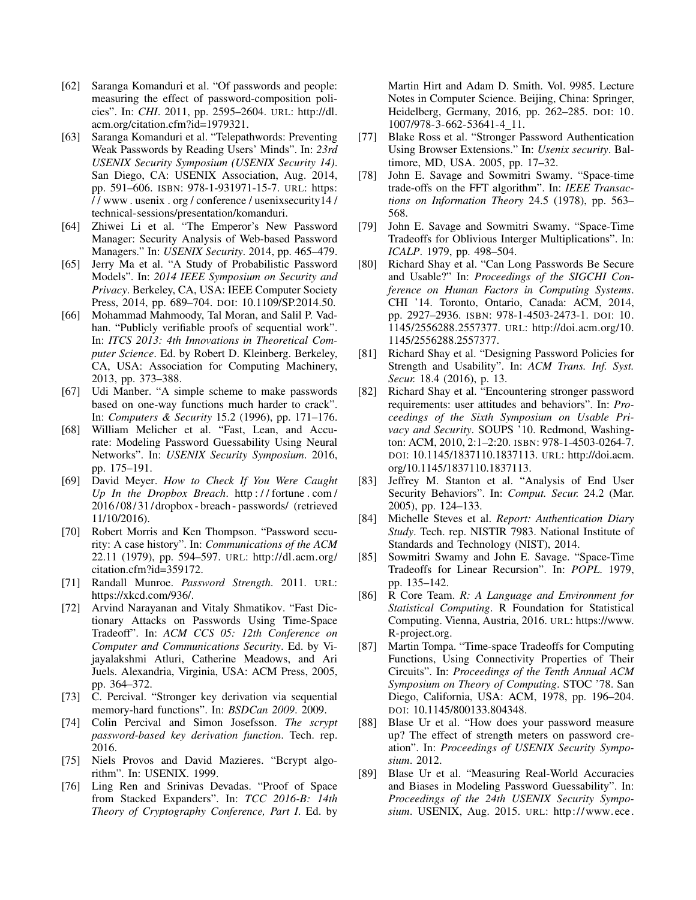- [62] Saranga Komanduri et al. "Of passwords and people: measuring the effect of password-composition policies". In: *CHI*. 2011, pp. 2595–2604. URL: http://dl.acm.org/citation.cfm?id=1979321.
- [63] Saranga Komanduri et al. "Telepathwords: Preventing Weak Passwords by Reading Users' Minds". In: *23rd USENIX Security Symposium (USENIX Security 14)*. San Diego, CA: USENIX Association, Aug. 2014, pp. 591–606. ISBN: 978-1-931971-15-7. URL: https://www.usenix.org/conference/usenixsecurity14/technical-sessions/presentation/komanduri.
- [64] Zhiwei Li et al. "The Emperor's New Password Manager: Security Analysis of Web-based Password Managers." In: *USENIX Security*. 2014, pp. 465–479.
- [65] Jerry Ma et al. "A Study of Probabilistic Password Models". In: *2014 IEEE Symposium on Security and Privacy*. Berkeley, CA, USA: IEEE Computer Society Press, 2014, pp. 689–704. DOI: 10.1109/SP.2014.50.
- [66] Mohammad Mahmoody, Tal Moran, and Salil P. Vadhan. "Publicly verifiable proofs of sequential work". In: *ITCS 2013: 4th Innovations in Theoretical Computer Science*. Ed. by Robert D. Kleinberg. Berkeley, CA, USA: Association for Computing Machinery, 2013, pp. 373–388.
- [67] Udi Manber. "A simple scheme to make passwords based on one-way functions much harder to crack". In: *Computers & Security* 15.2 (1996), pp. 171–176.
- [68] William Melicher et al. "Fast, Lean, and Accurate: Modeling Password Guessability Using Neural Networks". In: *USENIX Security Symposium*. 2016, pp. 175–191.
- [69] David Meyer. *How to Check If You Were Caught Up In the Dropbox Breach*. http://fortune.com/2016/08/31/dropbox-breach-passwords/ (retrieved 11/10/2016).
- [70] Robert Morris and Ken Thompson. "Password security: A case history". In: *Communications of the ACM* 22.11 (1979), pp. 594–597. URL: http://dl.acm.org/citation.cfm?id=359172.
- [71] Randall Munroe. *Password Strength*. 2011. URL: https://xkcd.com/936/.
- [72] Arvind Narayanan and Vitaly Shmatikov. "Fast Dictionary Attacks on Passwords Using Time-Space Tradeoff". In: *ACM CCS 05: 12th Conference on Computer and Communications Security*. Ed. by Vijayalakshmi Atluri, Catherine Meadows, and Ari Juels. Alexandria, Virginia, USA: ACM Press, 2005, pp. 364–372.
- [73] C. Percival. "Stronger key derivation via sequential memory-hard functions". In: *BSDCan 2009*. 2009.
- [74] Colin Percival and Simon Josefsson. *The scrypt password-based key derivation function*. Tech. rep. 2016.
- [75] Niels Provos and David Mazieres. "Bcrypt algorithm". In: USENIX. 1999.
- [76] Ling Ren and Srinivas Devadas. "Proof of Space from Stacked Expanders". In: *TCC 2016-B: 14th Theory of Cryptography Conference, Part I*. Ed. by Martin Hirt and Adam D. Smith. Vol. 9985. Lecture Notes in Computer Science. Beijing, China: Springer, Heidelberg, Germany, 2016, pp. 262–285. DOI: 10.1007/978-3-662-53641-4_11.
- [77] Blake Ross et al. "Stronger Password Authentication Using Browser Extensions." In: *Usenix security*. Baltimore, MD, USA. 2005, pp. 17–32.
- [78] John E. Savage and Sowmitri Swamy. "Space-time trade-offs on the FFT algorithm". In: *IEEE Transactions on Information Theory* 24.5 (1978), pp. 563–568.
- [79] John E. Savage and Sowmitri Swamy. "Space-Time Tradeoffs for Oblivious Interger Multiplications". In: *ICALP*. 1979, pp. 498–504.
- [80] Richard Shay et al. "Can Long Passwords Be Secure and Usable?" In: *Proceedings of the SIGCHI Conference on Human Factors in Computing Systems*. CHI '14. Toronto, Ontario, Canada: ACM, 2014, pp. 2927–2936. ISBN: 978-1-4503-2473-1. DOI: 10.1145/2556288.2557377. URL: http://doi.acm.org/10.1145/2556288.2557377.
- [81] Richard Shay et al. "Designing Password Policies for Strength and Usability". In: *ACM Trans. Inf. Syst. Secur.* 18.4 (2016), p. 13.
- [82] Richard Shay et al. "Encountering stronger password requirements: user attitudes and behaviors". In: *Proceedings of the Sixth Symposium on Usable Privacy and Security*. SOUPS '10. Redmond, Washington: ACM, 2010, 2:1–2:20. ISBN: 978-1-4503-0264-7. DOI: 10.1145/1837110.1837113. URL: http://doi.acm.org/10.1145/1837110.1837113.
- [83] Jeffrey M. Stanton et al. "Analysis of End User Security Behaviors". In: *Comput. Secur.* 24.2 (Mar. 2005), pp. 124–133.
- [84] Michelle Steves et al. *Report: Authentication Diary Study*. Tech. rep. NISTIR 7983. National Institute of Standards and Technology (NIST), 2014.
- [85] Sowmitri Swamy and John E. Savage. "Space-Time Tradeoffs for Linear Recursion". In: *POPL*. 1979, pp. 135–142.
- [86] R Core Team. *R: A Language and Environment for Statistical Computing*. R Foundation for Statistical Computing. Vienna, Austria, 2016. URL: https://www.R-project.org.
- [87] Martin Tompa. "Time-space Tradeoffs for Computing Functions, Using Connectivity Properties of Their Circuits". In: *Proceedings of the Tenth Annual ACM Symposium on Theory of Computing*. STOC '78. San Diego, California, USA: ACM, 1978, pp. 196–204. DOI: 10.1145/800133.804348.
- [88] Blase Ur et al. "How does your password measure up? The effect of strength meters on password creation". In: *Proceedings of USENIX Security Symposium*. 2012.
- [89] Blase Ur et al. "Measuring Real-World Accuracies and Biases in Modeling Password Guessability". In: *Proceedings of the 24th USENIX Security Symposium*. USENIX, Aug. 2015. URL: http://www.ece.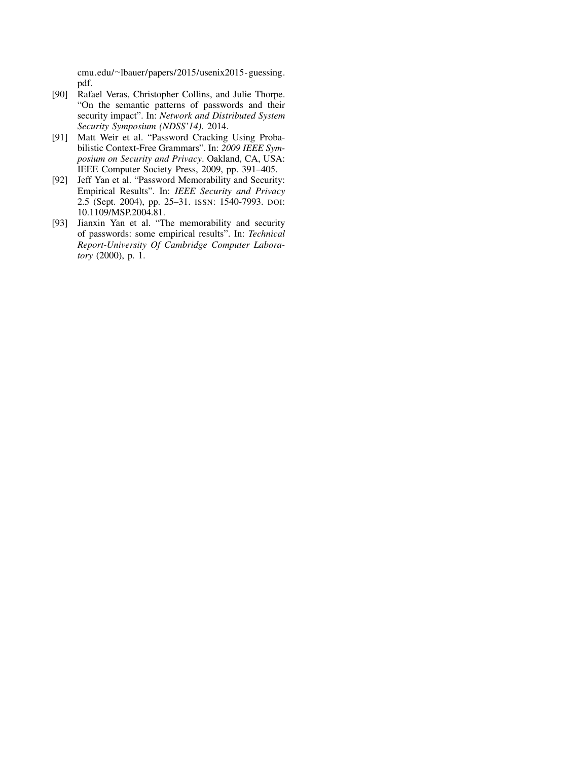cmu.edu/~lbauer/papers/2015/usenix2015-guessing.pdf.

[90] Rafael Veras, Christopher Collins, and Julie Thorpe. "On the semantic patterns of passwords and their security impact". In: *Network and Distributed System Security Symposium (NDSS'14)*. 2014.

[91] Matt Weir et al. "Password Cracking Using Probabilistic Context-Free Grammars". In: *2009 IEEE Symposium on Security and Privacy*. Oakland, CA, USA: IEEE Computer Society Press, 2009, pp. 391–405.

[92] Jeff Yan et al. "Password Memorability and Security: Empirical Results". In: *IEEE Security and Privacy* 2.5 (Sept. 2004), pp. 25–31. ISSN: 1540-7993. DOI: 10.1109/MSP.2004.81.

[93] Jianxin Yan et al. "The memorability and security of passwords: some empirical results". In: *Technical Report-University Of Cambridge Computer Laboratory* (2000), p. 1.